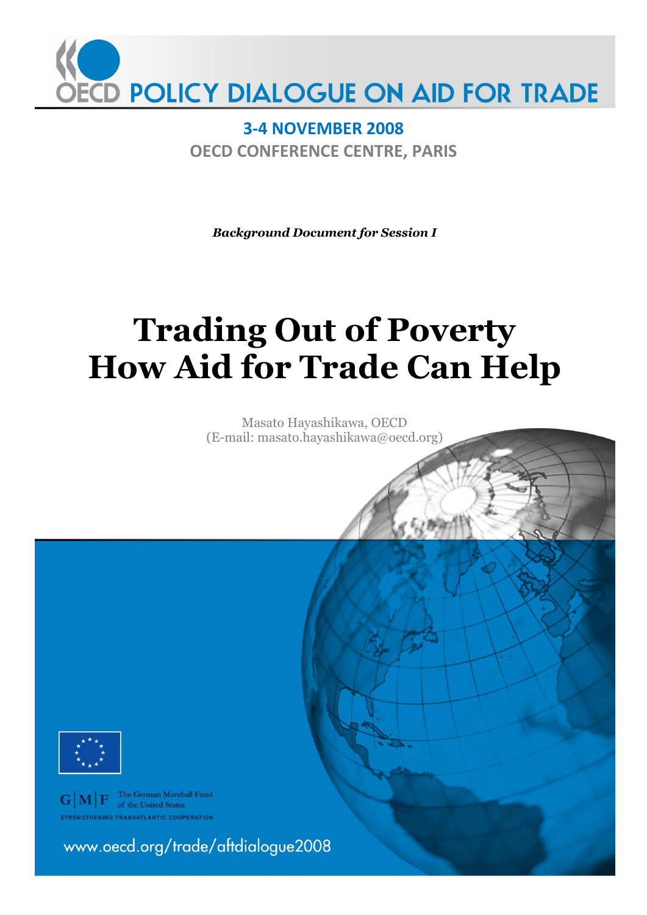# OECD POLICY DIALOGUE ON AID FOR TRADE

**3-4 NOVEMBER 2008**

**OECD CONFERENCE CENTRE, PARIS**

***Background Document for Session I***

# Trading Out of Poverty How Aid for Trade Can Help

Masato Hayashikawa, OECD
(E-mail: masato.hayashikawa@oecd.org)

The German Marshall Fund of the United States

STRENGTHENING TRANSATLANTIC COOPERATION

www.oecd.org/trade/aftdialogue2008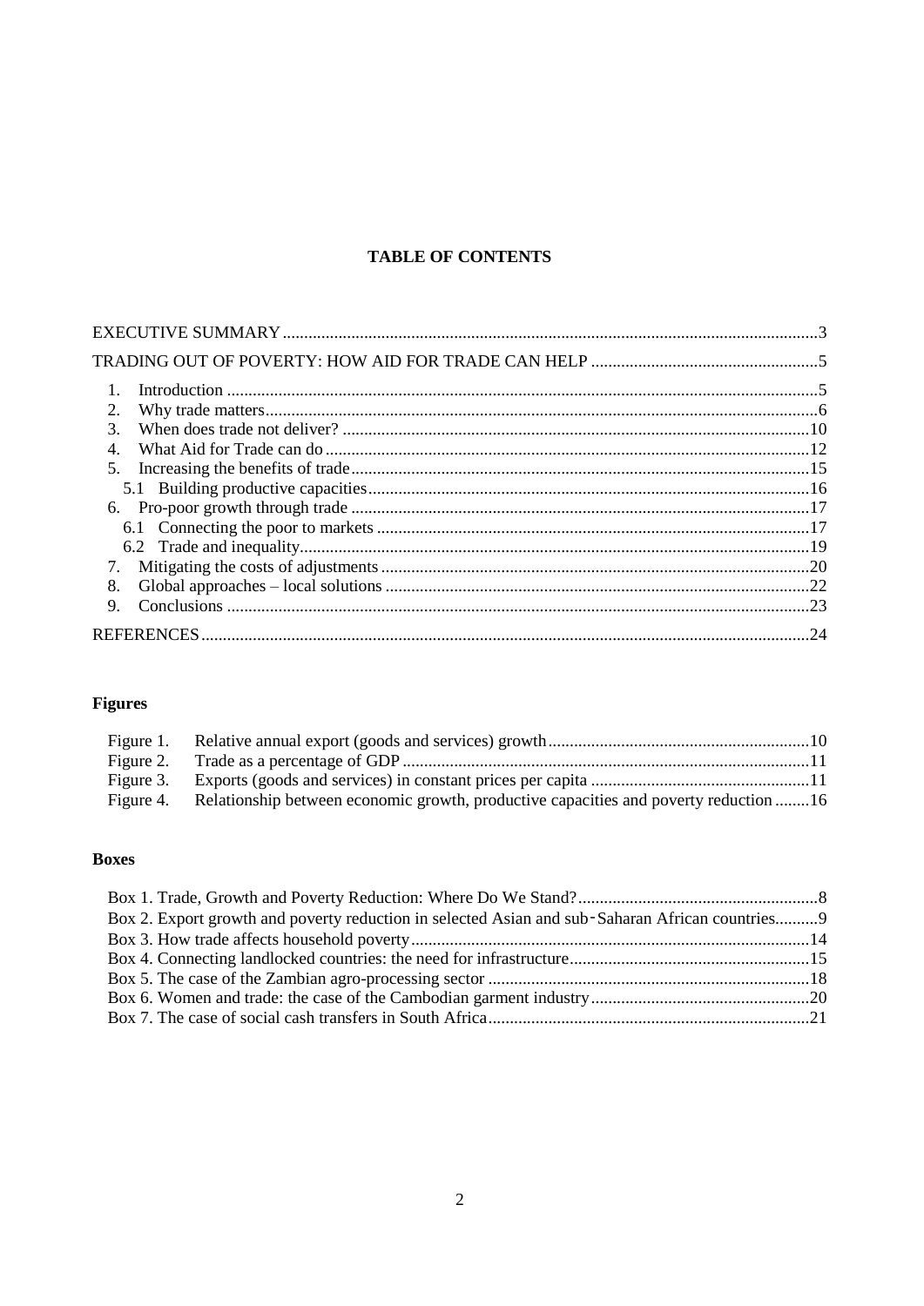**TABLE OF CONTENTS**

EXECUTIVE SUMMARY ........................................................................................................................3

TRADING OUT OF POVERTY: HOW AID FOR TRADE CAN HELP ....................................................5

1. Introduction ........................................................................................................................5
2. Why trade matters...............................................................................................................6
3. When does trade not deliver? ............................................................................................10
4. What Aid for Trade can do ................................................................................................12
5. Increasing the benefits of trade..........................................................................................15
   - 5.1 Building productive capacities......................................................................................16
6. Pro-poor growth through trade ..........................................................................................17
   - 6.1 Connecting the poor to markets ....................................................................................17
   - 6.2 Trade and inequality.....................................................................................................19
7. Mitigating the costs of adjustments ...................................................................................20
8. Global approaches – local solutions ..................................................................................22
9. Conclusions .......................................................................................................................23

REFERENCES..........................................................................................................................24

**Figures**

Figure 1. Relative annual export (goods and services) growth.............................................................10
Figure 2. Trade as a percentage of GDP ..............................................................................................11
Figure 3. Exports (goods and services) in constant prices per capita ..................................................11
Figure 4. Relationship between economic growth, productive capacities and poverty reduction ........16

**Boxes**

Box 1. Trade, Growth and Poverty Reduction: Where Do We Stand?........................................................8
Box 2. Export growth and poverty reduction in selected Asian and sub-Saharan African countries..........9
Box 3. How trade affects household poverty............................................................................................14
Box 4. Connecting landlocked countries: the need for infrastructure........................................................15
Box 5. The case of the Zambian agro-processing sector ..........................................................................18
Box 6. Women and trade: the case of the Cambodian garment industry..................................................20
Box 7. The case of social cash transfers in South Africa...........................................................................21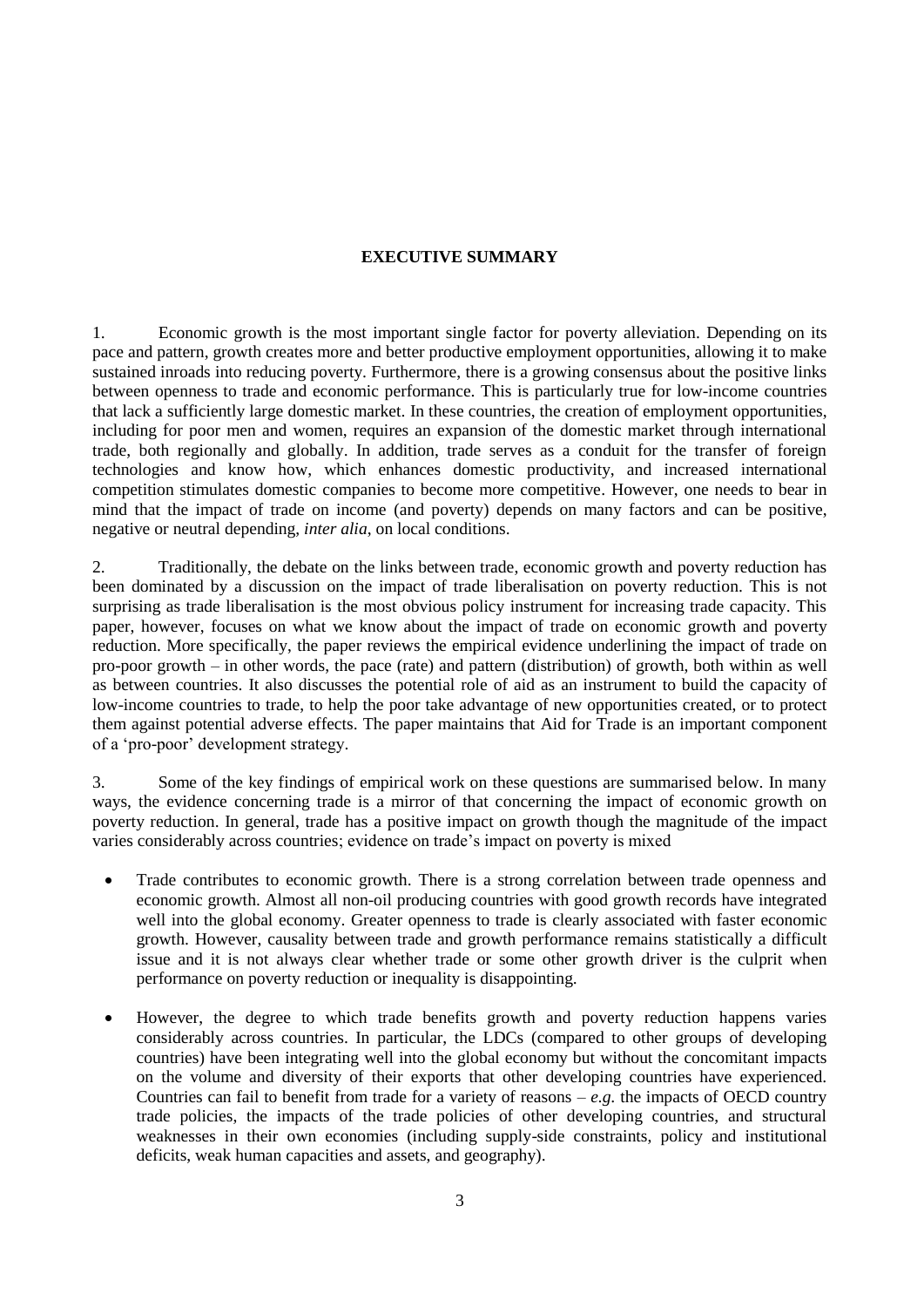## EXECUTIVE SUMMARY

1. Economic growth is the most important single factor for poverty alleviation. Depending on its pace and pattern, growth creates more and better productive employment opportunities, allowing it to make sustained inroads into reducing poverty. Furthermore, there is a growing consensus about the positive links between openness to trade and economic performance. This is particularly true for low-income countries that lack a sufficiently large domestic market. In these countries, the creation of employment opportunities, including for poor men and women, requires an expansion of the domestic market through international trade, both regionally and globally. In addition, trade serves as a conduit for the transfer of foreign technologies and know how, which enhances domestic productivity, and increased international competition stimulates domestic companies to become more competitive. However, one needs to bear in mind that the impact of trade on income (and poverty) depends on many factors and can be positive, negative or neutral depending, *inter alia*, on local conditions.

2. Traditionally, the debate on the links between trade, economic growth and poverty reduction has been dominated by a discussion on the impact of trade liberalisation on poverty reduction. This is not surprising as trade liberalisation is the most obvious policy instrument for increasing trade capacity. This paper, however, focuses on what we know about the impact of trade on economic growth and poverty reduction. More specifically, the paper reviews the empirical evidence underlining the impact of trade on pro-poor growth – in other words, the pace (rate) and pattern (distribution) of growth, both within as well as between countries. It also discusses the potential role of aid as an instrument to build the capacity of low-income countries to trade, to help the poor take advantage of new opportunities created, or to protect them against potential adverse effects. The paper maintains that Aid for Trade is an important component of a 'pro-poor' development strategy.

3. Some of the key findings of empirical work on these questions are summarised below. In many ways, the evidence concerning trade is a mirror of that concerning the impact of economic growth on poverty reduction. In general, trade has a positive impact on growth though the magnitude of the impact varies considerably across countries; evidence on trade's impact on poverty is mixed

- Trade contributes to economic growth. There is a strong correlation between trade openness and economic growth. Almost all non-oil producing countries with good growth records have integrated well into the global economy. Greater openness to trade is clearly associated with faster economic growth. However, causality between trade and growth performance remains statistically a difficult issue and it is not always clear whether trade or some other growth driver is the culprit when performance on poverty reduction or inequality is disappointing.

- However, the degree to which trade benefits growth and poverty reduction happens varies considerably across countries. In particular, the LDCs (compared to other groups of developing countries) have been integrating well into the global economy but without the concomitant impacts on the volume and diversity of their exports that other developing countries have experienced. Countries can fail to benefit from trade for a variety of reasons – *e.g.* the impacts of OECD country trade policies, the impacts of the trade policies of other developing countries, and structural weaknesses in their own economies (including supply-side constraints, policy and institutional deficits, weak human capacities and assets, and geography).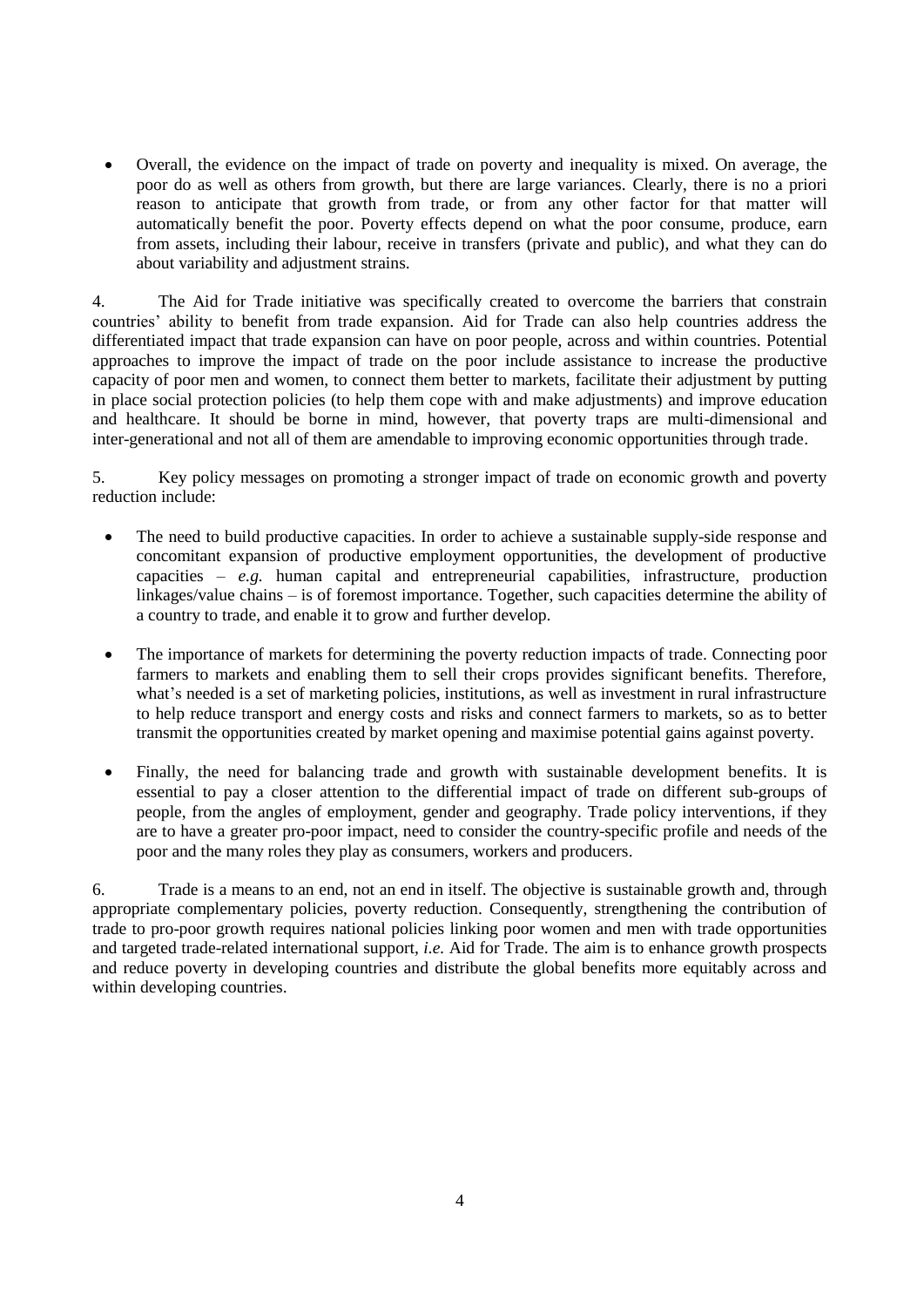- Overall, the evidence on the impact of trade on poverty and inequality is mixed. On average, the poor do as well as others from growth, but there are large variances. Clearly, there is no a priori reason to anticipate that growth from trade, or from any other factor for that matter will automatically benefit the poor. Poverty effects depend on what the poor consume, produce, earn from assets, including their labour, receive in transfers (private and public), and what they can do about variability and adjustment strains.

4. The Aid for Trade initiative was specifically created to overcome the barriers that constrain countries' ability to benefit from trade expansion. Aid for Trade can also help countries address the differentiated impact that trade expansion can have on poor people, across and within countries. Potential approaches to improve the impact of trade on the poor include assistance to increase the productive capacity of poor men and women, to connect them better to markets, facilitate their adjustment by putting in place social protection policies (to help them cope with and make adjustments) and improve education and healthcare. It should be borne in mind, however, that poverty traps are multi-dimensional and inter-generational and not all of them are amendable to improving economic opportunities through trade.

5. Key policy messages on promoting a stronger impact of trade on economic growth and poverty reduction include:

- The need to build productive capacities. In order to achieve a sustainable supply-side response and concomitant expansion of productive employment opportunities, the development of productive capacities – *e.g.* human capital and entrepreneurial capabilities, infrastructure, production linkages/value chains – is of foremost importance. Together, such capacities determine the ability of a country to trade, and enable it to grow and further develop.

- The importance of markets for determining the poverty reduction impacts of trade. Connecting poor farmers to markets and enabling them to sell their crops provides significant benefits. Therefore, what's needed is a set of marketing policies, institutions, as well as investment in rural infrastructure to help reduce transport and energy costs and risks and connect farmers to markets, so as to better transmit the opportunities created by market opening and maximise potential gains against poverty.

- Finally, the need for balancing trade and growth with sustainable development benefits. It is essential to pay a closer attention to the differential impact of trade on different sub-groups of people, from the angles of employment, gender and geography. Trade policy interventions, if they are to have a greater pro-poor impact, need to consider the country-specific profile and needs of the poor and the many roles they play as consumers, workers and producers.

6. Trade is a means to an end, not an end in itself. The objective is sustainable growth and, through appropriate complementary policies, poverty reduction. Consequently, strengthening the contribution of trade to pro-poor growth requires national policies linking poor women and men with trade opportunities and targeted trade-related international support, *i.e.* Aid for Trade. The aim is to enhance growth prospects and reduce poverty in developing countries and distribute the global benefits more equitably across and within developing countries.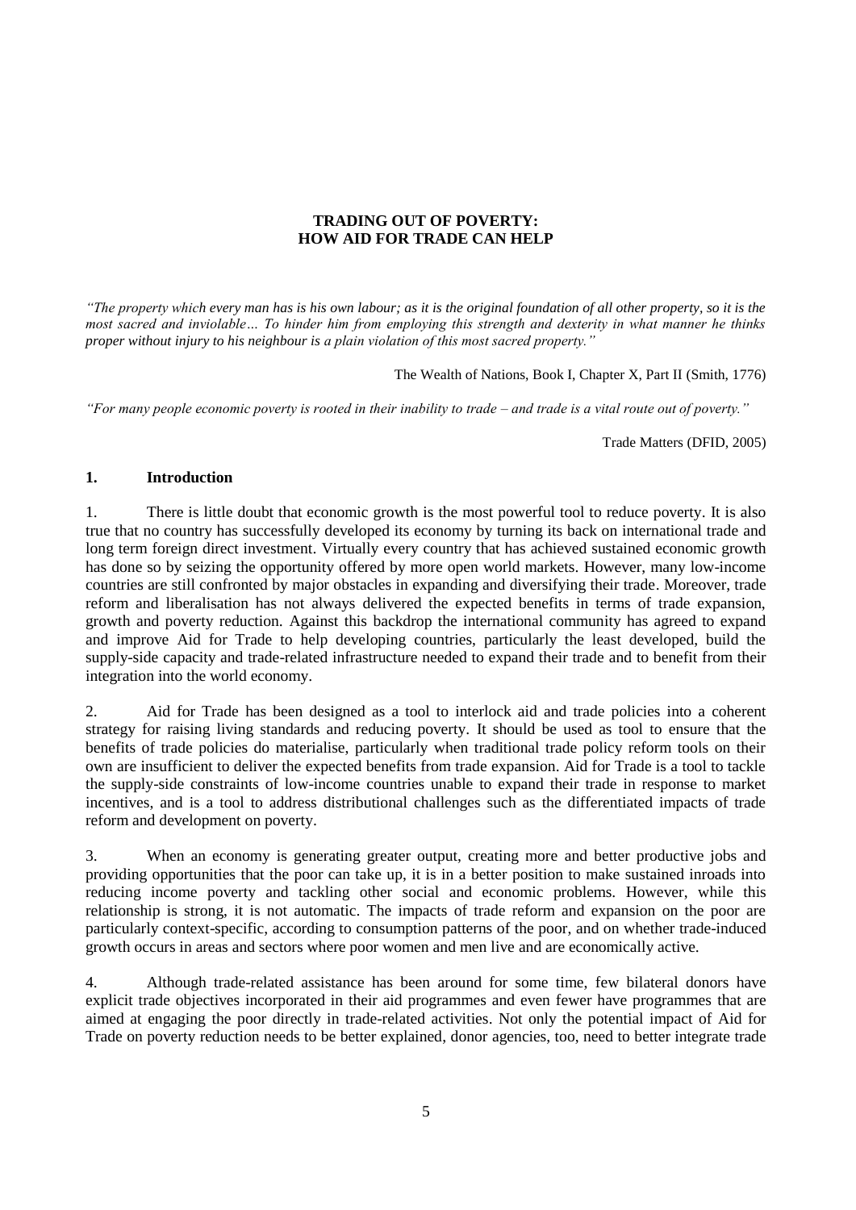# TRADING OUT OF POVERTY: HOW AID FOR TRADE CAN HELP

*"The property which every man has is his own labour; as it is the original foundation of all other property, so it is the most sacred and inviolable… To hinder him from employing this strength and dexterity in what manner he thinks proper without injury to his neighbour is a plain violation of this most sacred property."*

The Wealth of Nations, Book I, Chapter X, Part II (Smith, 1776)

*"For many people economic poverty is rooted in their inability to trade – and trade is a vital route out of poverty."*

Trade Matters (DFID, 2005)

## 1. Introduction

1. There is little doubt that economic growth is the most powerful tool to reduce poverty. It is also true that no country has successfully developed its economy by turning its back on international trade and long term foreign direct investment. Virtually every country that has achieved sustained economic growth has done so by seizing the opportunity offered by more open world markets. However, many low-income countries are still confronted by major obstacles in expanding and diversifying their trade. Moreover, trade reform and liberalisation has not always delivered the expected benefits in terms of trade expansion, growth and poverty reduction. Against this backdrop the international community has agreed to expand and improve Aid for Trade to help developing countries, particularly the least developed, build the supply-side capacity and trade-related infrastructure needed to expand their trade and to benefit from their integration into the world economy.

2. Aid for Trade has been designed as a tool to interlock aid and trade policies into a coherent strategy for raising living standards and reducing poverty. It should be used as tool to ensure that the benefits of trade policies do materialise, particularly when traditional trade policy reform tools on their own are insufficient to deliver the expected benefits from trade expansion. Aid for Trade is a tool to tackle the supply-side constraints of low-income countries unable to expand their trade in response to market incentives, and is a tool to address distributional challenges such as the differentiated impacts of trade reform and development on poverty.

3. When an economy is generating greater output, creating more and better productive jobs and providing opportunities that the poor can take up, it is in a better position to make sustained inroads into reducing income poverty and tackling other social and economic problems. However, while this relationship is strong, it is not automatic. The impacts of trade reform and expansion on the poor are particularly context-specific, according to consumption patterns of the poor, and on whether trade-induced growth occurs in areas and sectors where poor women and men live and are economically active.

4. Although trade-related assistance has been around for some time, few bilateral donors have explicit trade objectives incorporated in their aid programmes and even fewer have programmes that are aimed at engaging the poor directly in trade-related activities. Not only the potential impact of Aid for Trade on poverty reduction needs to be better explained, donor agencies, too, need to better integrate trade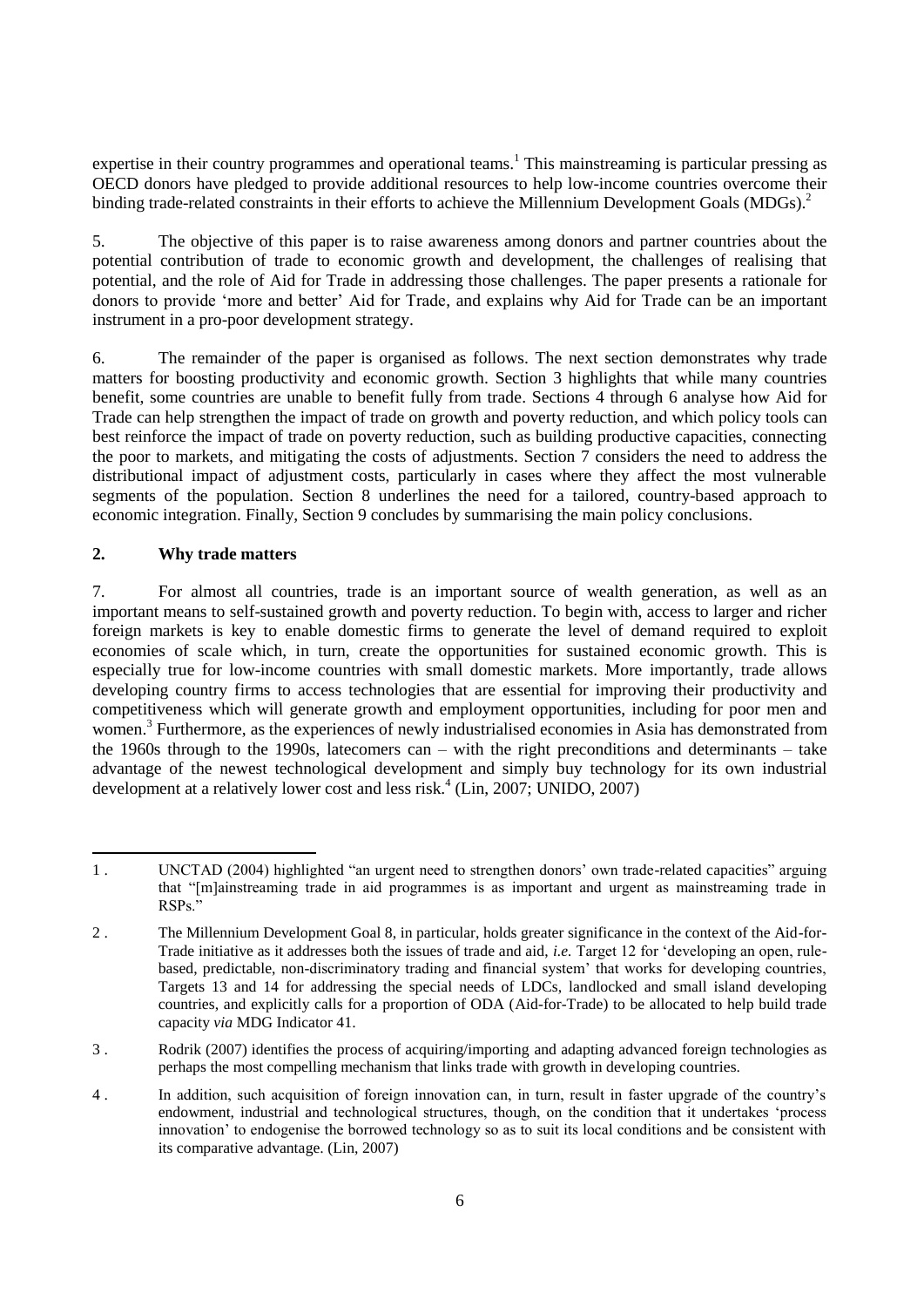expertise in their country programmes and operational teams.[1] This mainstreaming is particular pressing as OECD donors have pledged to provide additional resources to help low-income countries overcome their binding trade-related constraints in their efforts to achieve the Millennium Development Goals (MDGs).[2]

5. The objective of this paper is to raise awareness among donors and partner countries about the potential contribution of trade to economic growth and development, the challenges of realising that potential, and the role of Aid for Trade in addressing those challenges. The paper presents a rationale for donors to provide 'more and better' Aid for Trade, and explains why Aid for Trade can be an important instrument in a pro-poor development strategy.

6. The remainder of the paper is organised as follows. The next section demonstrates why trade matters for boosting productivity and economic growth. Section 3 highlights that while many countries benefit, some countries are unable to benefit fully from trade. Sections 4 through 6 analyse how Aid for Trade can help strengthen the impact of trade on growth and poverty reduction, and which policy tools can best reinforce the impact of trade on poverty reduction, such as building productive capacities, connecting the poor to markets, and mitigating the costs of adjustments. Section 7 considers the need to address the distributional impact of adjustment costs, particularly in cases where they affect the most vulnerable segments of the population. Section 8 underlines the need for a tailored, country-based approach to economic integration. Finally, Section 9 concludes by summarising the main policy conclusions.

## 2. Why trade matters

7. For almost all countries, trade is an important source of wealth generation, as well as an important means to self-sustained growth and poverty reduction. To begin with, access to larger and richer foreign markets is key to enable domestic firms to generate the level of demand required to exploit economies of scale which, in turn, create the opportunities for sustained economic growth. This is especially true for low-income countries with small domestic markets. More importantly, trade allows developing country firms to access technologies that are essential for improving their productivity and competitiveness which will generate growth and employment opportunities, including for poor men and women.[3] Furthermore, as the experiences of newly industrialised economies in Asia has demonstrated from the 1960s through to the 1990s, latecomers can – with the right preconditions and determinants – take advantage of the newest technological development and simply buy technology for its own industrial development at a relatively lower cost and less risk.[4] (Lin, 2007; UNIDO, 2007)

---

1. UNCTAD (2004) highlighted "an urgent need to strengthen donors' own trade-related capacities" arguing that "[m]ainstreaming trade in aid programmes is as important and urgent as mainstreaming trade in RSPs."

2. The Millennium Development Goal 8, in particular, holds greater significance in the context of the Aid-for-Trade initiative as it addresses both the issues of trade and aid, *i.e.* Target 12 for 'developing an open, rule-based, predictable, non-discriminatory trading and financial system' that works for developing countries, Targets 13 and 14 for addressing the special needs of LDCs, landlocked and small island developing countries, and explicitly calls for a proportion of ODA (Aid-for-Trade) to be allocated to help build trade capacity *via* MDG Indicator 41.

3. Rodrik (2007) identifies the process of acquiring/importing and adapting advanced foreign technologies as perhaps the most compelling mechanism that links trade with growth in developing countries.

4. In addition, such acquisition of foreign innovation can, in turn, result in faster upgrade of the country's endowment, industrial and technological structures, though, on the condition that it undertakes 'process innovation' to endogenise the borrowed technology so as to suit its local conditions and be consistent with its comparative advantage. (Lin, 2007)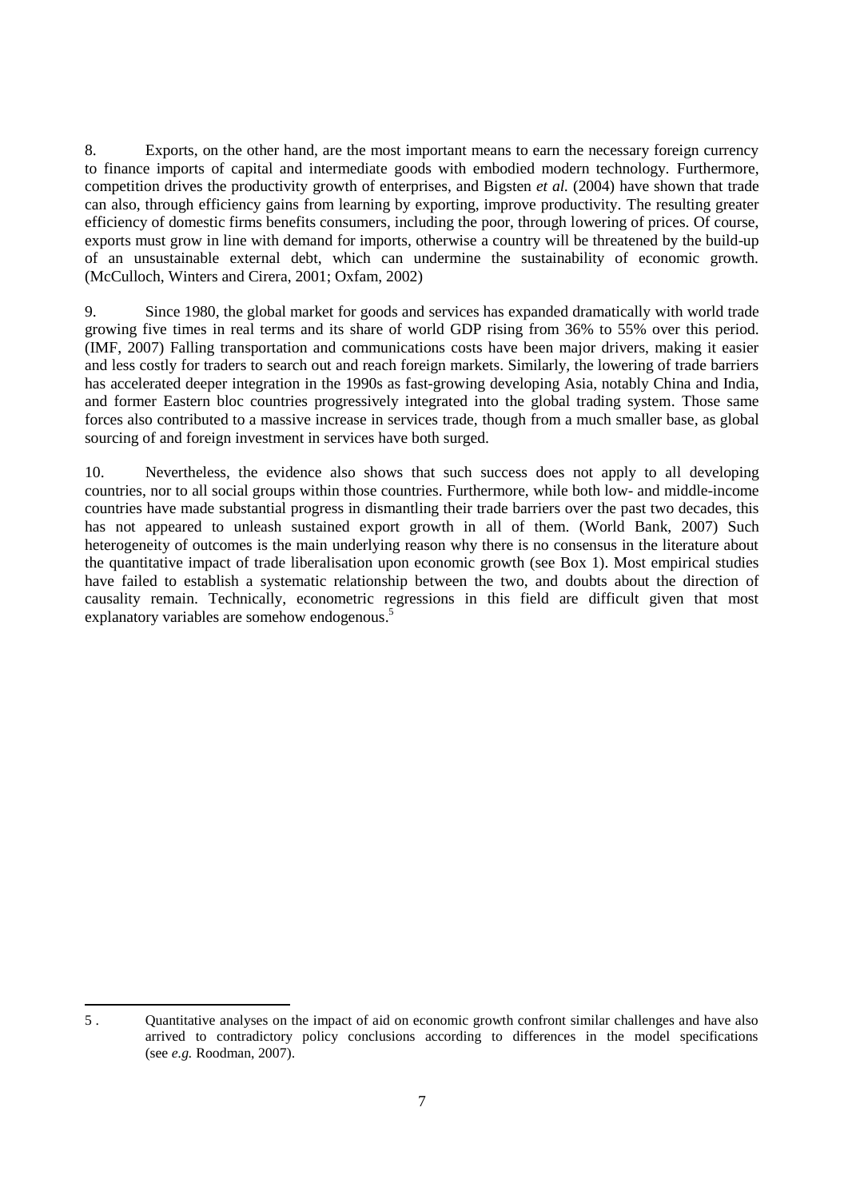8. Exports, on the other hand, are the most important means to earn the necessary foreign currency to finance imports of capital and intermediate goods with embodied modern technology. Furthermore, competition drives the productivity growth of enterprises, and Bigsten *et al.* (2004) have shown that trade can also, through efficiency gains from learning by exporting, improve productivity. The resulting greater efficiency of domestic firms benefits consumers, including the poor, through lowering of prices. Of course, exports must grow in line with demand for imports, otherwise a country will be threatened by the build-up of an unsustainable external debt, which can undermine the sustainability of economic growth. (McCulloch, Winters and Cirera, 2001; Oxfam, 2002)

9. Since 1980, the global market for goods and services has expanded dramatically with world trade growing five times in real terms and its share of world GDP rising from 36% to 55% over this period. (IMF, 2007) Falling transportation and communications costs have been major drivers, making it easier and less costly for traders to search out and reach foreign markets. Similarly, the lowering of trade barriers has accelerated deeper integration in the 1990s as fast-growing developing Asia, notably China and India, and former Eastern bloc countries progressively integrated into the global trading system. Those same forces also contributed to a massive increase in services trade, though from a much smaller base, as global sourcing of and foreign investment in services have both surged.

10. Nevertheless, the evidence also shows that such success does not apply to all developing countries, nor to all social groups within those countries. Furthermore, while both low- and middle-income countries have made substantial progress in dismantling their trade barriers over the past two decades, this has not appeared to unleash sustained export growth in all of them. (World Bank, 2007) Such heterogeneity of outcomes is the main underlying reason why there is no consensus in the literature about the quantitative impact of trade liberalisation upon economic growth (see Box 1). Most empirical studies have failed to establish a systematic relationship between the two, and doubts about the direction of causality remain. Technically, econometric regressions in this field are difficult given that most explanatory variables are somehow endogenous.[5]

---

5 . Quantitative analyses on the impact of aid on economic growth confront similar challenges and have also arrived to contradictory policy conclusions according to differences in the model specifications (see *e.g.* Roodman, 2007).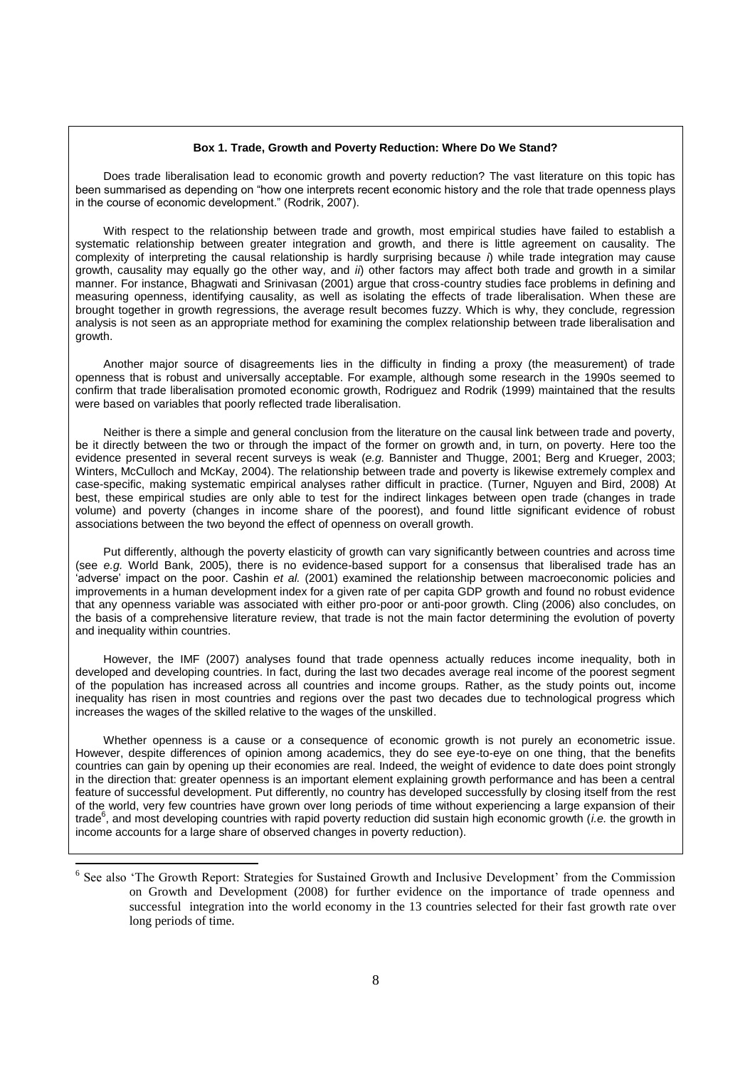**Box 1. Trade, Growth and Poverty Reduction: Where Do We Stand?**

Does trade liberalisation lead to economic growth and poverty reduction? The vast literature on this topic has been summarised as depending on "how one interprets recent economic history and the role that trade openness plays in the course of economic development." (Rodrik, 2007).

With respect to the relationship between trade and growth, most empirical studies have failed to establish a systematic relationship between greater integration and growth, and there is little agreement on causality. The complexity of interpreting the causal relationship is hardly surprising because *i*) while trade integration may cause growth, causality may equally go the other way, and *ii*) other factors may affect both trade and growth in a similar manner. For instance, Bhagwati and Srinivasan (2001) argue that cross-country studies face problems in defining and measuring openness, identifying causality, as well as isolating the effects of trade liberalisation. When these are brought together in growth regressions, the average result becomes fuzzy. Which is why, they conclude, regression analysis is not seen as an appropriate method for examining the complex relationship between trade liberalisation and growth.

Another major source of disagreements lies in the difficulty in finding a proxy (the measurement) of trade openness that is robust and universally acceptable. For example, although some research in the 1990s seemed to confirm that trade liberalisation promoted economic growth, Rodriguez and Rodrik (1999) maintained that the results were based on variables that poorly reflected trade liberalisation.

Neither is there a simple and general conclusion from the literature on the causal link between trade and poverty, be it directly between the two or through the impact of the former on growth and, in turn, on poverty. Here too the evidence presented in several recent surveys is weak (*e.g.* Bannister and Thugge, 2001; Berg and Krueger, 2003; Winters, McCulloch and McKay, 2004). The relationship between trade and poverty is likewise extremely complex and case-specific, making systematic empirical analyses rather difficult in practice. (Turner, Nguyen and Bird, 2008) At best, these empirical studies are only able to test for the indirect linkages between open trade (changes in trade volume) and poverty (changes in income share of the poorest), and found little significant evidence of robust associations between the two beyond the effect of openness on overall growth.

Put differently, although the poverty elasticity of growth can vary significantly between countries and across time (see *e.g.* World Bank, 2005), there is no evidence-based support for a consensus that liberalised trade has an 'adverse' impact on the poor. Cashin *et al.* (2001) examined the relationship between macroeconomic policies and improvements in a human development index for a given rate of per capita GDP growth and found no robust evidence that any openness variable was associated with either pro-poor or anti-poor growth. Cling (2006) also concludes, on the basis of a comprehensive literature review, that trade is not the main factor determining the evolution of poverty and inequality within countries.

However, the IMF (2007) analyses found that trade openness actually reduces income inequality, both in developed and developing countries. In fact, during the last two decades average real income of the poorest segment of the population has increased across all countries and income groups. Rather, as the study points out, income inequality has risen in most countries and regions over the past two decades due to technological progress which increases the wages of the skilled relative to the wages of the unskilled.

Whether openness is a cause or a consequence of economic growth is not purely an econometric issue. However, despite differences of opinion among academics, they do see eye-to-eye on one thing, that the benefits countries can gain by opening up their economies are real. Indeed, the weight of evidence to date does point strongly in the direction that: greater openness is an important element explaining growth performance and has been a central feature of successful development. Put differently, no country has developed successfully by closing itself from the rest of the world, very few countries have grown over long periods of time without experiencing a large expansion of their trade[6], and most developing countries with rapid poverty reduction did sustain high economic growth (*i.e.* the growth in income accounts for a large share of observed changes in poverty reduction).

[6] See also 'The Growth Report: Strategies for Sustained Growth and Inclusive Development' from the Commission on Growth and Development (2008) for further evidence on the importance of trade openness and successful integration into the world economy in the 13 countries selected for their fast growth rate over long periods of time.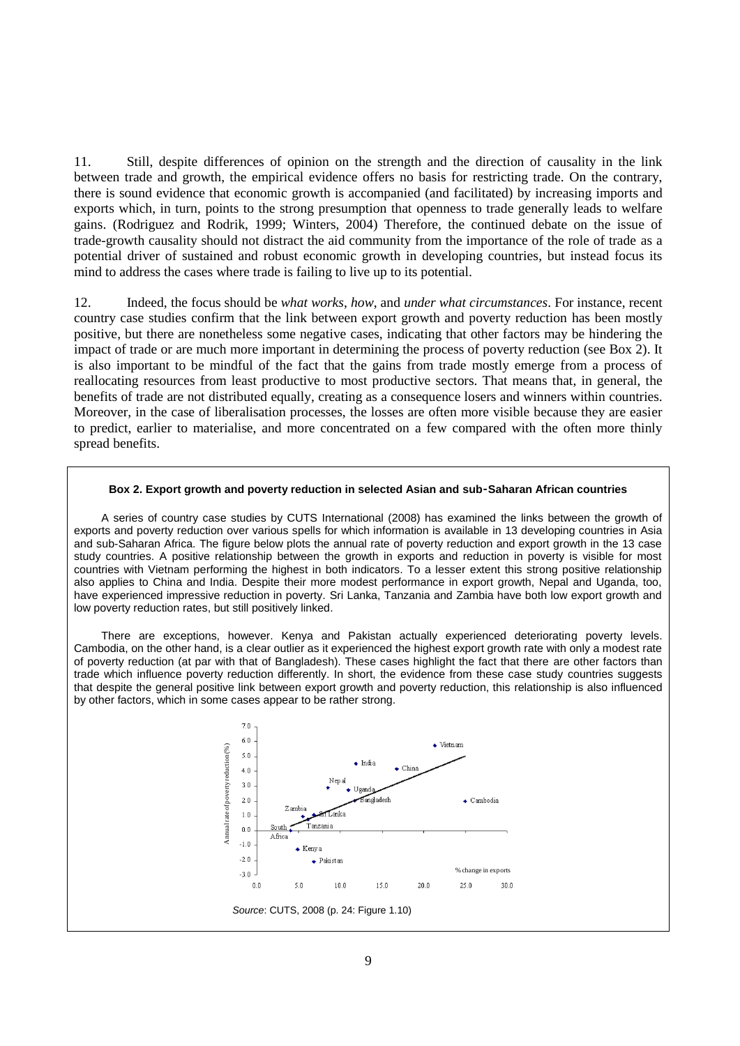11. Still, despite differences of opinion on the strength and the direction of causality in the link between trade and growth, the empirical evidence offers no basis for restricting trade. On the contrary, there is sound evidence that economic growth is accompanied (and facilitated) by increasing imports and exports which, in turn, points to the strong presumption that openness to trade generally leads to welfare gains. (Rodriguez and Rodrik, 1999; Winters, 2004) Therefore, the continued debate on the issue of trade-growth causality should not distract the aid community from the importance of the role of trade as a potential driver of sustained and robust economic growth in developing countries, but instead focus its mind to address the cases where trade is failing to live up to its potential.

12. Indeed, the focus should be *what works*, *how*, and *under what circumstances*. For instance, recent country case studies confirm that the link between export growth and poverty reduction has been mostly positive, but there are nonetheless some negative cases, indicating that other factors may be hindering the impact of trade or are much more important in determining the process of poverty reduction (see Box 2). It is also important to be mindful of the fact that the gains from trade mostly emerge from a process of reallocating resources from least productive to most productive sectors. That means that, in general, the benefits of trade are not distributed equally, creating as a consequence losers and winners within countries. Moreover, in the case of liberalisation processes, the losses are often more visible because they are easier to predict, earlier to materialise, and more concentrated on a few compared with the often more thinly spread benefits.

**Box 2. Export growth and poverty reduction in selected Asian and sub-Saharan African countries**

A series of country case studies by CUTS International (2008) has examined the links between the growth of exports and poverty reduction over various spells for which information is available in 13 developing countries in Asia and sub-Saharan Africa. The figure below plots the annual rate of poverty reduction and export growth in the 13 case study countries. A positive relationship between the growth in exports and reduction in poverty is visible for most countries with Vietnam performing the highest in both indicators. To a lesser extent this strong positive relationship also applies to China and India. Despite their more modest performance in export growth, Nepal and Uganda, too, have experienced impressive reduction in poverty. Sri Lanka, Tanzania and Zambia have both low export growth and low poverty reduction rates, but still positively linked.

There are exceptions, however. Kenya and Pakistan actually experienced deteriorating poverty levels. Cambodia, on the other hand, is a clear outlier as it experienced the highest export growth rate with only a modest rate of poverty reduction (at par with that of Bangladesh). These cases highlight the fact that there are other factors than trade which influence poverty reduction differently. In short, the evidence from these case study countries suggests that despite the general positive link between export growth and poverty reduction, this relationship is also influenced by other factors, which in some cases appear to be rather strong.

*Source*: CUTS, 2008 (p. 24: Figure 1.10)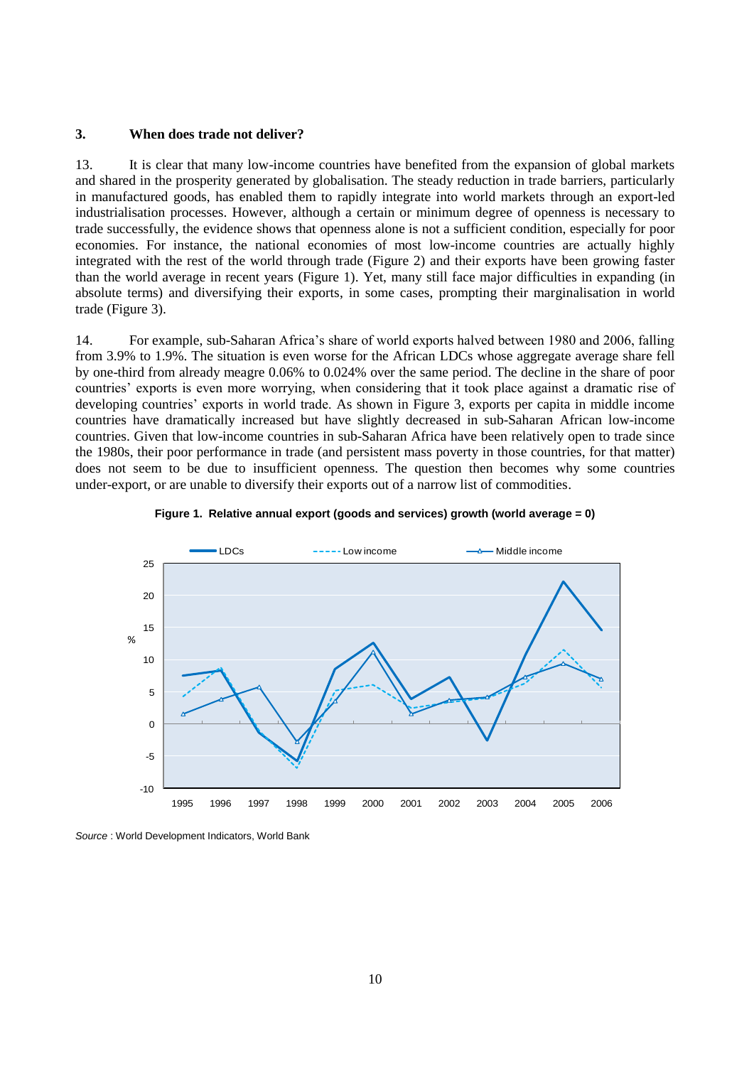### 3. When does trade not deliver?

13. It is clear that many low-income countries have benefited from the expansion of global markets and shared in the prosperity generated by globalisation. The steady reduction in trade barriers, particularly in manufactured goods, has enabled them to rapidly integrate into world markets through an export-led industrialisation processes. However, although a certain or minimum degree of openness is necessary to trade successfully, the evidence shows that openness alone is not a sufficient condition, especially for poor economies. For instance, the national economies of most low-income countries are actually highly integrated with the rest of the world through trade (Figure 2) and their exports have been growing faster than the world average in recent years (Figure 1). Yet, many still face major difficulties in expanding (in absolute terms) and diversifying their exports, in some cases, prompting their marginalisation in world trade (Figure 3).

14. For example, sub-Saharan Africa's share of world exports halved between 1980 and 2006, falling from 3.9% to 1.9%. The situation is even worse for the African LDCs whose aggregate average share fell by one-third from already meagre 0.06% to 0.024% over the same period. The decline in the share of poor countries' exports is even more worrying, when considering that it took place against a dramatic rise of developing countries' exports in world trade. As shown in Figure 3, exports per capita in middle income countries have dramatically increased but have slightly decreased in sub-Saharan African low-income countries. Given that low-income countries in sub-Saharan Africa have been relatively open to trade since the 1980s, their poor performance in trade (and persistent mass poverty in those countries, for that matter) does not seem to be due to insufficient openness. The question then becomes why some countries under-export, or are unable to diversify their exports out of a narrow list of commodities.

**Figure 1. Relative annual export (goods and services) growth (world average = 0)**

*Source* : World Development Indicators, World Bank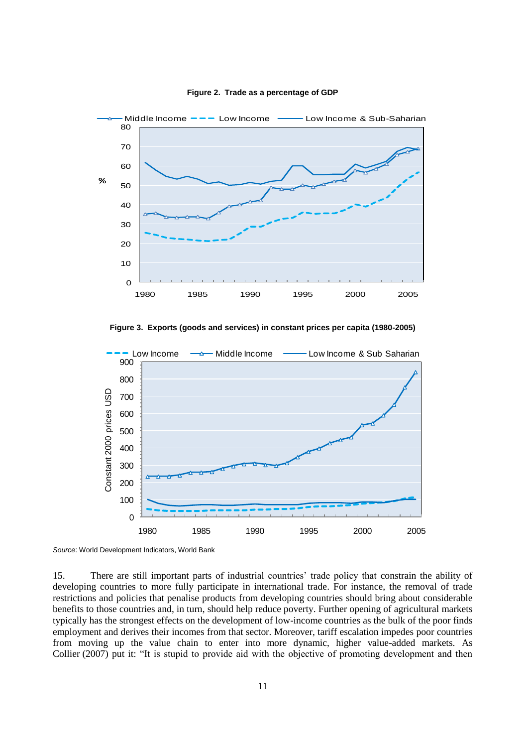**Figure 2. Trade as a percentage of GDP**

**Figure 3. Exports (goods and services) in constant prices per capita (1980-2005)**

*Source*: World Development Indicators, World Bank

15. There are still important parts of industrial countries' trade policy that constrain the ability of developing countries to more fully participate in international trade. For instance, the removal of trade restrictions and policies that penalise products from developing countries should bring about considerable benefits to those countries and, in turn, should help reduce poverty. Further opening of agricultural markets typically has the strongest effects on the development of low-income countries as the bulk of the poor finds employment and derives their incomes from that sector. Moreover, tariff escalation impedes poor countries from moving up the value chain to enter into more dynamic, higher value-added markets. As Collier (2007) put it: "It is stupid to provide aid with the objective of promoting development and then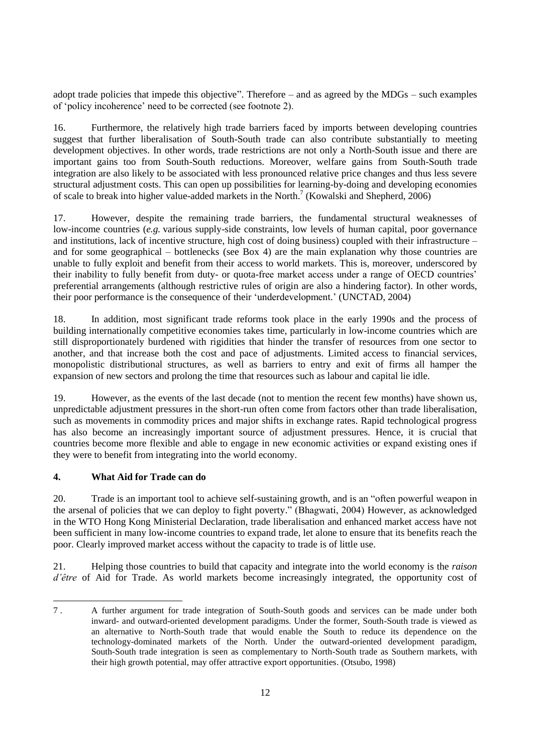adopt trade policies that impede this objective". Therefore – and as agreed by the MDGs – such examples of 'policy incoherence' need to be corrected (see footnote 2).

16. Furthermore, the relatively high trade barriers faced by imports between developing countries suggest that further liberalisation of South-South trade can also contribute substantially to meeting development objectives. In other words, trade restrictions are not only a North-South issue and there are important gains too from South-South reductions. Moreover, welfare gains from South-South trade integration are also likely to be associated with less pronounced relative price changes and thus less severe structural adjustment costs. This can open up possibilities for learning-by-doing and developing economies of scale to break into higher value-added markets in the North.[7] (Kowalski and Shepherd, 2006)

17. However, despite the remaining trade barriers, the fundamental structural weaknesses of low-income countries (*e.g.* various supply-side constraints, low levels of human capital, poor governance and institutions, lack of incentive structure, high cost of doing business) coupled with their infrastructure – and for some geographical – bottlenecks (see Box 4) are the main explanation why those countries are unable to fully exploit and benefit from their access to world markets. This is, moreover, underscored by their inability to fully benefit from duty- or quota-free market access under a range of OECD countries' preferential arrangements (although restrictive rules of origin are also a hindering factor). In other words, their poor performance is the consequence of their 'underdevelopment.' (UNCTAD, 2004)

18. In addition, most significant trade reforms took place in the early 1990s and the process of building internationally competitive economies takes time, particularly in low-income countries which are still disproportionately burdened with rigidities that hinder the transfer of resources from one sector to another, and that increase both the cost and pace of adjustments. Limited access to financial services, monopolistic distributional structures, as well as barriers to entry and exit of firms all hamper the expansion of new sectors and prolong the time that resources such as labour and capital lie idle.

19. However, as the events of the last decade (not to mention the recent few months) have shown us, unpredictable adjustment pressures in the short-run often come from factors other than trade liberalisation, such as movements in commodity prices and major shifts in exchange rates. Rapid technological progress has also become an increasingly important source of adjustment pressures. Hence, it is crucial that countries become more flexible and able to engage in new economic activities or expand existing ones if they were to benefit from integrating into the world economy.

## 4. What Aid for Trade can do

20. Trade is an important tool to achieve self-sustaining growth, and is an "often powerful weapon in the arsenal of policies that we can deploy to fight poverty." (Bhagwati, 2004) However, as acknowledged in the WTO Hong Kong Ministerial Declaration, trade liberalisation and enhanced market access have not been sufficient in many low-income countries to expand trade, let alone to ensure that its benefits reach the poor. Clearly improved market access without the capacity to trade is of little use.

21. Helping those countries to build that capacity and integrate into the world economy is the *raison d'être* of Aid for Trade. As world markets become increasingly integrated, the opportunity cost of

---

7. A further argument for trade integration of South-South goods and services can be made under both inward- and outward-oriented development paradigms. Under the former, South-South trade is viewed as an alternative to North-South trade that would enable the South to reduce its dependence on the technology-dominated markets of the North. Under the outward-oriented development paradigm, South-South trade integration is seen as complementary to North-South trade as Southern markets, with their high growth potential, may offer attractive export opportunities. (Otsubo, 1998)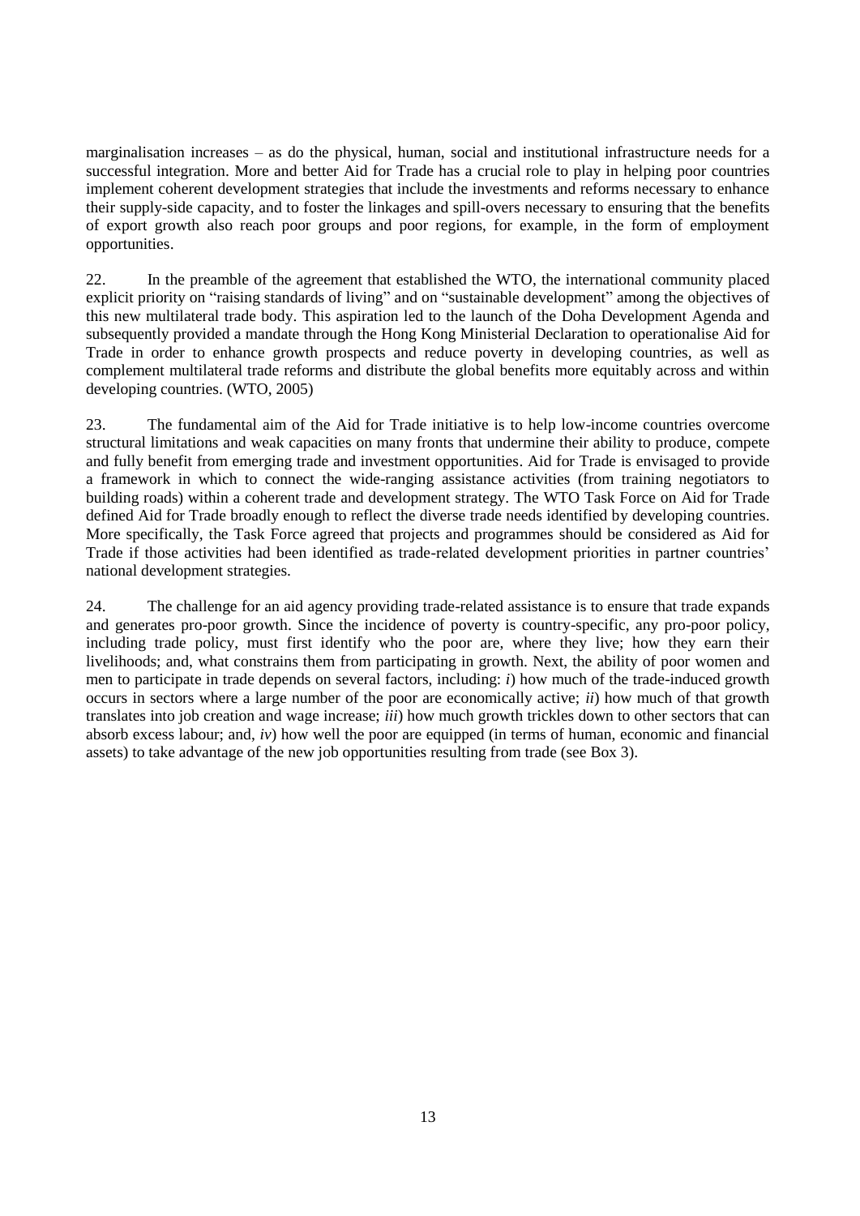marginalisation increases – as do the physical, human, social and institutional infrastructure needs for a successful integration. More and better Aid for Trade has a crucial role to play in helping poor countries implement coherent development strategies that include the investments and reforms necessary to enhance their supply-side capacity, and to foster the linkages and spill-overs necessary to ensuring that the benefits of export growth also reach poor groups and poor regions, for example, in the form of employment opportunities.

22. In the preamble of the agreement that established the WTO, the international community placed explicit priority on "raising standards of living" and on "sustainable development" among the objectives of this new multilateral trade body. This aspiration led to the launch of the Doha Development Agenda and subsequently provided a mandate through the Hong Kong Ministerial Declaration to operationalise Aid for Trade in order to enhance growth prospects and reduce poverty in developing countries, as well as complement multilateral trade reforms and distribute the global benefits more equitably across and within developing countries. (WTO, 2005)

23. The fundamental aim of the Aid for Trade initiative is to help low-income countries overcome structural limitations and weak capacities on many fronts that undermine their ability to produce, compete and fully benefit from emerging trade and investment opportunities. Aid for Trade is envisaged to provide a framework in which to connect the wide-ranging assistance activities (from training negotiators to building roads) within a coherent trade and development strategy. The WTO Task Force on Aid for Trade defined Aid for Trade broadly enough to reflect the diverse trade needs identified by developing countries. More specifically, the Task Force agreed that projects and programmes should be considered as Aid for Trade if those activities had been identified as trade-related development priorities in partner countries' national development strategies.

24. The challenge for an aid agency providing trade-related assistance is to ensure that trade expands and generates pro-poor growth. Since the incidence of poverty is country-specific, any pro-poor policy, including trade policy, must first identify who the poor are, where they live; how they earn their livelihoods; and, what constrains them from participating in growth. Next, the ability of poor women and men to participate in trade depends on several factors, including: *i*) how much of the trade-induced growth occurs in sectors where a large number of the poor are economically active; *ii*) how much of that growth translates into job creation and wage increase; *iii*) how much growth trickles down to other sectors that can absorb excess labour; and, *iv*) how well the poor are equipped (in terms of human, economic and financial assets) to take advantage of the new job opportunities resulting from trade (see Box 3).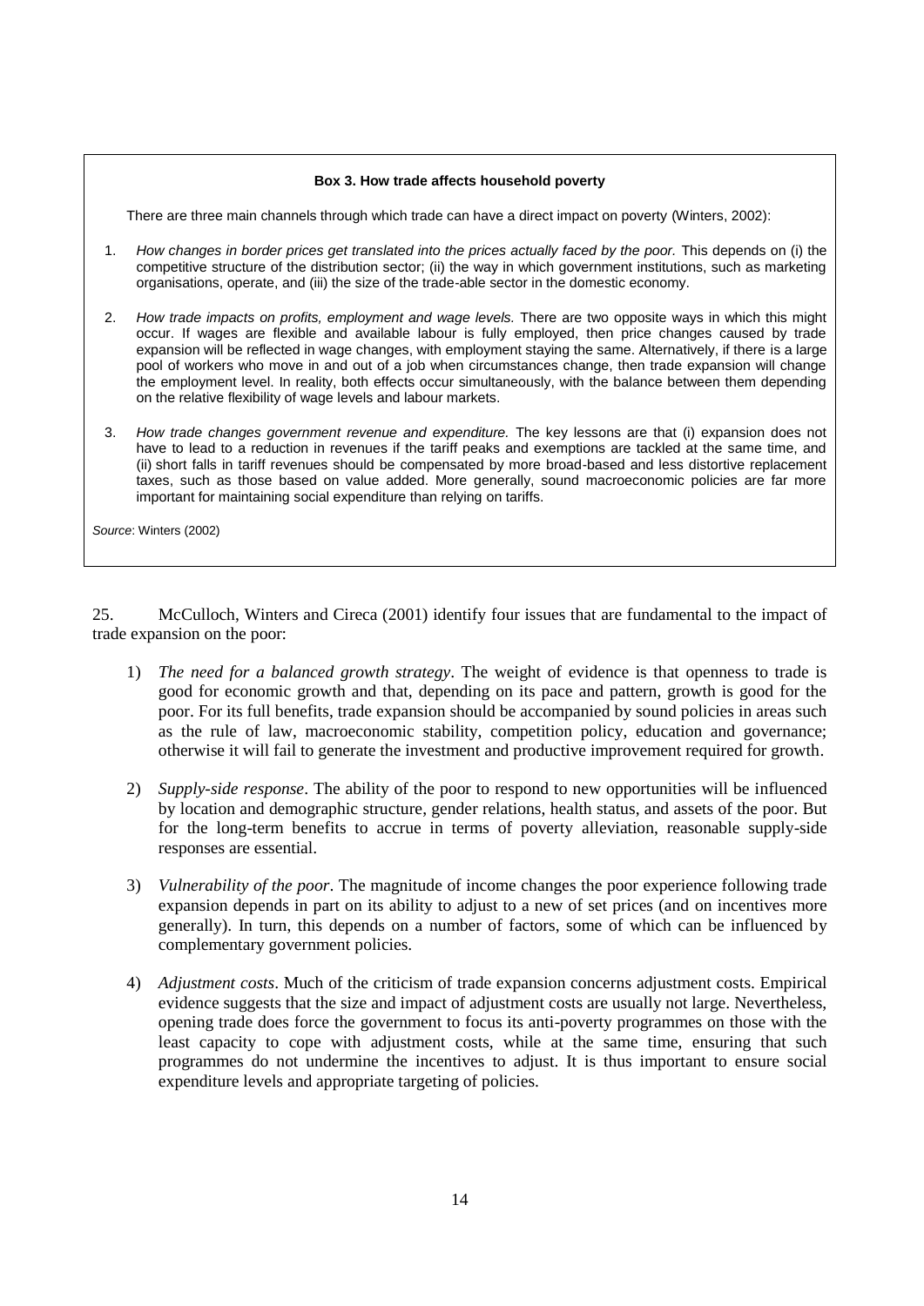**Box 3. How trade affects household poverty**

There are three main channels through which trade can have a direct impact on poverty (Winters, 2002):

1. *How changes in border prices get translated into the prices actually faced by the poor.* This depends on (i) the competitive structure of the distribution sector; (ii) the way in which government institutions, such as marketing organisations, operate, and (iii) the size of the trade-able sector in the domestic economy.

2. *How trade impacts on profits, employment and wage levels.* There are two opposite ways in which this might occur. If wages are flexible and available labour is fully employed, then price changes caused by trade expansion will be reflected in wage changes, with employment staying the same. Alternatively, if there is a large pool of workers who move in and out of a job when circumstances change, then trade expansion will change the employment level. In reality, both effects occur simultaneously, with the balance between them depending on the relative flexibility of wage levels and labour markets.

3. *How trade changes government revenue and expenditure.* The key lessons are that (i) expansion does not have to lead to a reduction in revenues if the tariff peaks and exemptions are tackled at the same time, and (ii) short falls in tariff revenues should be compensated by more broad-based and less distortive replacement taxes, such as those based on value added. More generally, sound macroeconomic policies are far more important for maintaining social expenditure than relying on tariffs.

*Source*: Winters (2002)

25. McCulloch, Winters and Cireca (2001) identify four issues that are fundamental to the impact of trade expansion on the poor:

1) *The need for a balanced growth strategy*. The weight of evidence is that openness to trade is good for economic growth and that, depending on its pace and pattern, growth is good for the poor. For its full benefits, trade expansion should be accompanied by sound policies in areas such as the rule of law, macroeconomic stability, competition policy, education and governance; otherwise it will fail to generate the investment and productive improvement required for growth.

2) *Supply-side response*. The ability of the poor to respond to new opportunities will be influenced by location and demographic structure, gender relations, health status, and assets of the poor. But for the long-term benefits to accrue in terms of poverty alleviation, reasonable supply-side responses are essential.

3) *Vulnerability of the poor*. The magnitude of income changes the poor experience following trade expansion depends in part on its ability to adjust to a new of set prices (and on incentives more generally). In turn, this depends on a number of factors, some of which can be influenced by complementary government policies.

4) *Adjustment costs*. Much of the criticism of trade expansion concerns adjustment costs. Empirical evidence suggests that the size and impact of adjustment costs are usually not large. Nevertheless, opening trade does force the government to focus its anti-poverty programmes on those with the least capacity to cope with adjustment costs, while at the same time, ensuring that such programmes do not undermine the incentives to adjust. It is thus important to ensure social expenditure levels and appropriate targeting of policies.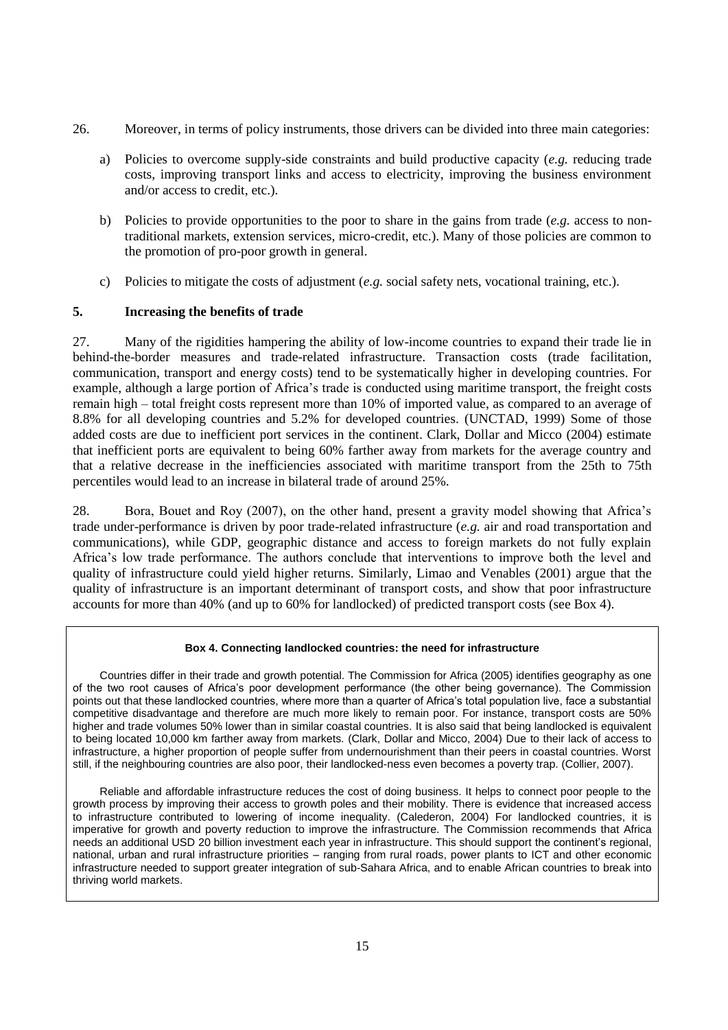26. Moreover, in terms of policy instruments, those drivers can be divided into three main categories:

a) Policies to overcome supply-side constraints and build productive capacity (*e.g.* reducing trade costs, improving transport links and access to electricity, improving the business environment and/or access to credit, etc.).

b) Policies to provide opportunities to the poor to share in the gains from trade (*e.g.* access to non-traditional markets, extension services, micro-credit, etc.). Many of those policies are common to the promotion of pro-poor growth in general.

c) Policies to mitigate the costs of adjustment (*e.g.* social safety nets, vocational training, etc.).

## 5. Increasing the benefits of trade

27. Many of the rigidities hampering the ability of low-income countries to expand their trade lie in behind-the-border measures and trade-related infrastructure. Transaction costs (trade facilitation, communication, transport and energy costs) tend to be systematically higher in developing countries. For example, although a large portion of Africa's trade is conducted using maritime transport, the freight costs remain high – total freight costs represent more than 10% of imported value, as compared to an average of 8.8% for all developing countries and 5.2% for developed countries. (UNCTAD, 1999) Some of those added costs are due to inefficient port services in the continent. Clark, Dollar and Micco (2004) estimate that inefficient ports are equivalent to being 60% farther away from markets for the average country and that a relative decrease in the inefficiencies associated with maritime transport from the 25th to 75th percentiles would lead to an increase in bilateral trade of around 25%.

28. Bora, Bouet and Roy (2007), on the other hand, present a gravity model showing that Africa's trade under-performance is driven by poor trade-related infrastructure (*e.g.* air and road transportation and communications), while GDP, geographic distance and access to foreign markets do not fully explain Africa's low trade performance. The authors conclude that interventions to improve both the level and quality of infrastructure could yield higher returns. Similarly, Limao and Venables (2001) argue that the quality of infrastructure is an important determinant of transport costs, and show that poor infrastructure accounts for more than 40% (and up to 60% for landlocked) of predicted transport costs (see Box 4).

**Box 4. Connecting landlocked countries: the need for infrastructure**

Countries differ in their trade and growth potential. The Commission for Africa (2005) identifies geography as one of the two root causes of Africa's poor development performance (the other being governance). The Commission points out that these landlocked countries, where more than a quarter of Africa's total population live, face a substantial competitive disadvantage and therefore are much more likely to remain poor. For instance, transport costs are 50% higher and trade volumes 50% lower than in similar coastal countries. It is also said that being landlocked is equivalent to being located 10,000 km farther away from markets. (Clark, Dollar and Micco, 2004) Due to their lack of access to infrastructure, a higher proportion of people suffer from undernourishment than their peers in coastal countries. Worst still, if the neighbouring countries are also poor, their landlocked-ness even becomes a poverty trap. (Collier, 2007).

Reliable and affordable infrastructure reduces the cost of doing business. It helps to connect poor people to the growth process by improving their access to growth poles and their mobility. There is evidence that increased access to infrastructure contributed to lowering of income inequality. (Calederon, 2004) For landlocked countries, it is imperative for growth and poverty reduction to improve the infrastructure. The Commission recommends that Africa needs an additional USD 20 billion investment each year in infrastructure. This should support the continent's regional, national, urban and rural infrastructure priorities – ranging from rural roads, power plants to ICT and other economic infrastructure needed to support greater integration of sub-Sahara Africa, and to enable African countries to break into thriving world markets.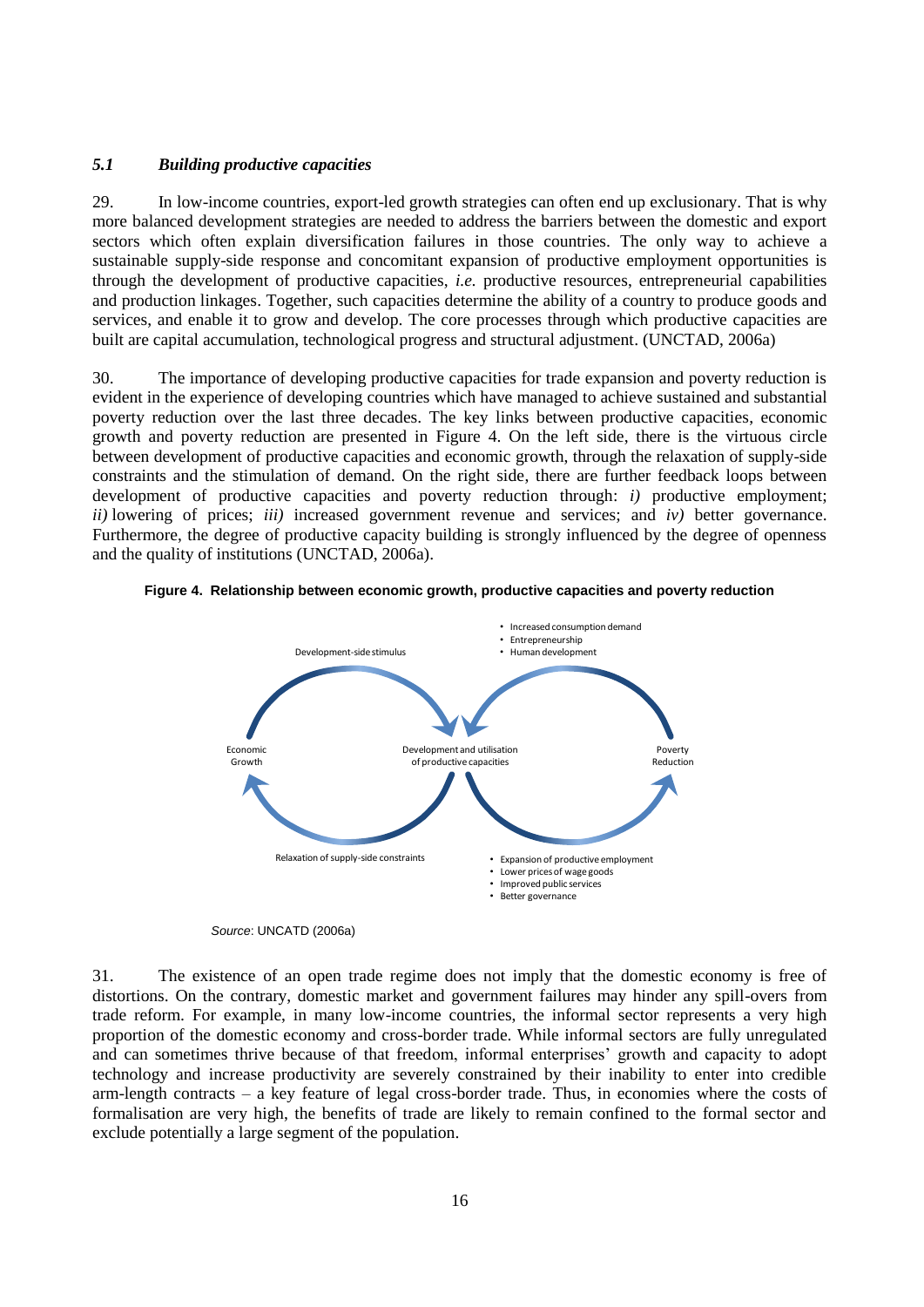### *5.1 Building productive capacities*

29. In low-income countries, export-led growth strategies can often end up exclusionary. That is why more balanced development strategies are needed to address the barriers between the domestic and export sectors which often explain diversification failures in those countries. The only way to achieve a sustainable supply-side response and concomitant expansion of productive employment opportunities is through the development of productive capacities, *i.e.* productive resources, entrepreneurial capabilities and production linkages. Together, such capacities determine the ability of a country to produce goods and services, and enable it to grow and develop. The core processes through which productive capacities are built are capital accumulation, technological progress and structural adjustment. (UNCTAD, 2006a)

30. The importance of developing productive capacities for trade expansion and poverty reduction is evident in the experience of developing countries which have managed to achieve sustained and substantial poverty reduction over the last three decades. The key links between productive capacities, economic growth and poverty reduction are presented in Figure 4. On the left side, there is the virtuous circle between development of productive capacities and economic growth, through the relaxation of supply-side constraints and the stimulation of demand. On the right side, there are further feedback loops between development of productive capacities and poverty reduction through: *i)* productive employment; *ii)* lowering of prices; *iii)* increased government revenue and services; and *iv)* better governance. Furthermore, the degree of productive capacity building is strongly influenced by the degree of openness and the quality of institutions (UNCTAD, 2006a).

**Figure 4. Relationship between economic growth, productive capacities and poverty reduction**

- Increased consumption demand
- Entrepreneurship
- Human development

Development-side stimulus

Economic Growth

Development and utilisation of productive capacities

Poverty Reduction

Relaxation of supply-side constraints

- Expansion of productive employment
- Lower prices of wage goods
- Improved public services
- Better governance

*Source*: UNCATD (2006a)

31. The existence of an open trade regime does not imply that the domestic economy is free of distortions. On the contrary, domestic market and government failures may hinder any spill-overs from trade reform. For example, in many low-income countries, the informal sector represents a very high proportion of the domestic economy and cross-border trade. While informal sectors are fully unregulated and can sometimes thrive because of that freedom, informal enterprises' growth and capacity to adopt technology and increase productivity are severely constrained by their inability to enter into credible arm-length contracts – a key feature of legal cross-border trade. Thus, in economies where the costs of formalisation are very high, the benefits of trade are likely to remain confined to the formal sector and exclude potentially a large segment of the population.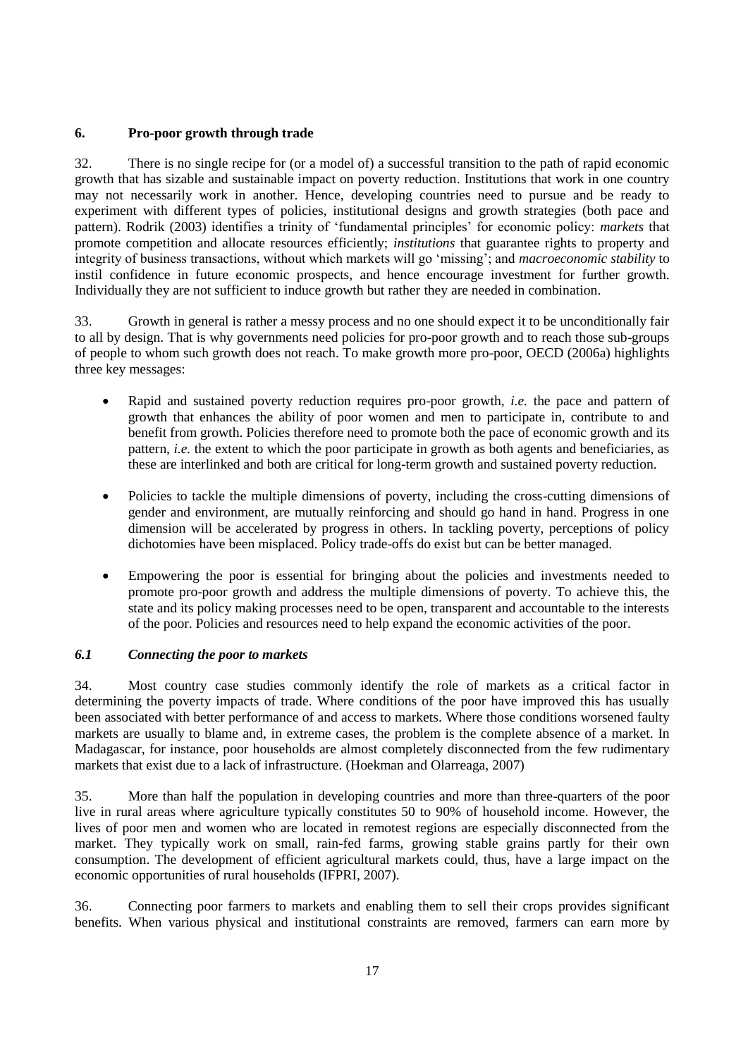## 6. Pro-poor growth through trade

32. There is no single recipe for (or a model of) a successful transition to the path of rapid economic growth that has sizable and sustainable impact on poverty reduction. Institutions that work in one country may not necessarily work in another. Hence, developing countries need to pursue and be ready to experiment with different types of policies, institutional designs and growth strategies (both pace and pattern). Rodrik (2003) identifies a trinity of 'fundamental principles' for economic policy: *markets* that promote competition and allocate resources efficiently; *institutions* that guarantee rights to property and integrity of business transactions, without which markets will go 'missing'; and *macroeconomic stability* to instil confidence in future economic prospects, and hence encourage investment for further growth. Individually they are not sufficient to induce growth but rather they are needed in combination.

33. Growth in general is rather a messy process and no one should expect it to be unconditionally fair to all by design. That is why governments need policies for pro-poor growth and to reach those sub-groups of people to whom such growth does not reach. To make growth more pro-poor, OECD (2006a) highlights three key messages:

- Rapid and sustained poverty reduction requires pro-poor growth, *i.e.* the pace and pattern of growth that enhances the ability of poor women and men to participate in, contribute to and benefit from growth. Policies therefore need to promote both the pace of economic growth and its pattern, *i.e.* the extent to which the poor participate in growth as both agents and beneficiaries, as these are interlinked and both are critical for long-term growth and sustained poverty reduction.
- Policies to tackle the multiple dimensions of poverty, including the cross-cutting dimensions of gender and environment, are mutually reinforcing and should go hand in hand. Progress in one dimension will be accelerated by progress in others. In tackling poverty, perceptions of policy dichotomies have been misplaced. Policy trade-offs do exist but can be better managed.
- Empowering the poor is essential for bringing about the policies and investments needed to promote pro-poor growth and address the multiple dimensions of poverty. To achieve this, the state and its policy making processes need to be open, transparent and accountable to the interests of the poor. Policies and resources need to help expand the economic activities of the poor.

### *6.1 Connecting the poor to markets*

34. Most country case studies commonly identify the role of markets as a critical factor in determining the poverty impacts of trade. Where conditions of the poor have improved this has usually been associated with better performance of and access to markets. Where those conditions worsened faulty markets are usually to blame and, in extreme cases, the problem is the complete absence of a market. In Madagascar, for instance, poor households are almost completely disconnected from the few rudimentary markets that exist due to a lack of infrastructure. (Hoekman and Olarreaga, 2007)

35. More than half the population in developing countries and more than three-quarters of the poor live in rural areas where agriculture typically constitutes 50 to 90% of household income. However, the lives of poor men and women who are located in remotest regions are especially disconnected from the market. They typically work on small, rain-fed farms, growing stable grains partly for their own consumption. The development of efficient agricultural markets could, thus, have a large impact on the economic opportunities of rural households (IFPRI, 2007).

36. Connecting poor farmers to markets and enabling them to sell their crops provides significant benefits. When various physical and institutional constraints are removed, farmers can earn more by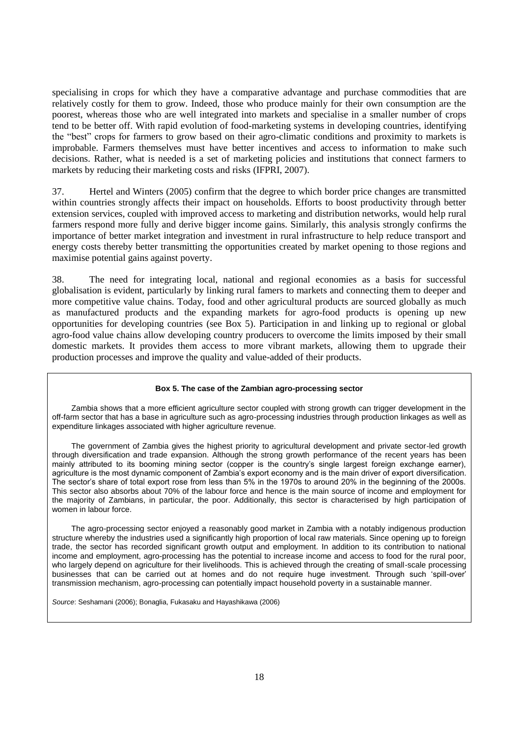specialising in crops for which they have a comparative advantage and purchase commodities that are relatively costly for them to grow. Indeed, those who produce mainly for their own consumption are the poorest, whereas those who are well integrated into markets and specialise in a smaller number of crops tend to be better off. With rapid evolution of food-marketing systems in developing countries, identifying the "best" crops for farmers to grow based on their agro-climatic conditions and proximity to markets is improbable. Farmers themselves must have better incentives and access to information to make such decisions. Rather, what is needed is a set of marketing policies and institutions that connect farmers to markets by reducing their marketing costs and risks (IFPRI, 2007).

37. Hertel and Winters (2005) confirm that the degree to which border price changes are transmitted within countries strongly affects their impact on households. Efforts to boost productivity through better extension services, coupled with improved access to marketing and distribution networks, would help rural farmers respond more fully and derive bigger income gains. Similarly, this analysis strongly confirms the importance of better market integration and investment in rural infrastructure to help reduce transport and energy costs thereby better transmitting the opportunities created by market opening to those regions and maximise potential gains against poverty.

38. The need for integrating local, national and regional economies as a basis for successful globalisation is evident, particularly by linking rural famers to markets and connecting them to deeper and more competitive value chains. Today, food and other agricultural products are sourced globally as much as manufactured products and the expanding markets for agro-food products is opening up new opportunities for developing countries (see Box 5). Participation in and linking up to regional or global agro-food value chains allow developing country producers to overcome the limits imposed by their small domestic markets. It provides them access to more vibrant markets, allowing them to upgrade their production processes and improve the quality and value-added of their products.

**Box 5. The case of the Zambian agro-processing sector**

Zambia shows that a more efficient agriculture sector coupled with strong growth can trigger development in the off-farm sector that has a base in agriculture such as agro-processing industries through production linkages as well as expenditure linkages associated with higher agriculture revenue.

The government of Zambia gives the highest priority to agricultural development and private sector-led growth through diversification and trade expansion. Although the strong growth performance of the recent years has been mainly attributed to its booming mining sector (copper is the country's single largest foreign exchange earner), agriculture is the most dynamic component of Zambia's export economy and is the main driver of export diversification. The sector's share of total export rose from less than 5% in the 1970s to around 20% in the beginning of the 2000s. This sector also absorbs about 70% of the labour force and hence is the main source of income and employment for the majority of Zambians, in particular, the poor. Additionally, this sector is characterised by high participation of women in labour force.

The agro-processing sector enjoyed a reasonably good market in Zambia with a notably indigenous production structure whereby the industries used a significantly high proportion of local raw materials. Since opening up to foreign trade, the sector has recorded significant growth output and employment. In addition to its contribution to national income and employment, agro-processing has the potential to increase income and access to food for the rural poor, who largely depend on agriculture for their livelihoods. This is achieved through the creating of small-scale processing businesses that can be carried out at homes and do not require huge investment. Through such 'spill-over' transmission mechanism, agro-processing can potentially impact household poverty in a sustainable manner.

*Source*: Seshamani (2006); Bonaglia, Fukasaku and Hayashikawa (2006)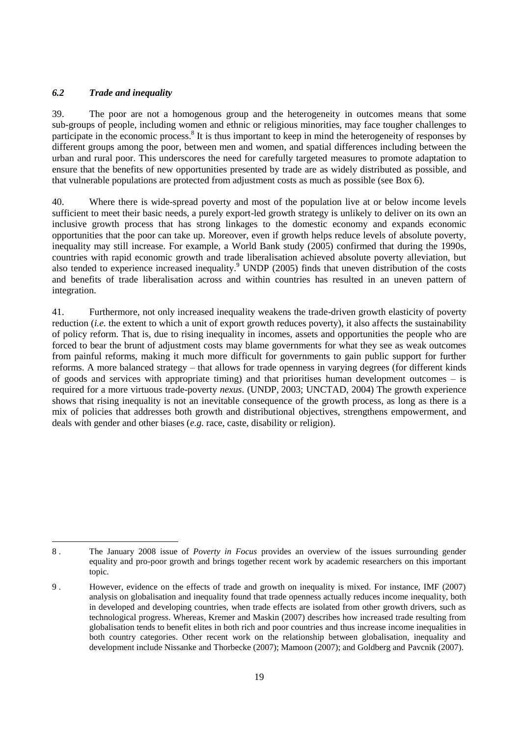### *6.2 Trade and inequality*

39. The poor are not a homogenous group and the heterogeneity in outcomes means that some sub-groups of people, including women and ethnic or religious minorities, may face tougher challenges to participate in the economic process.[8] It is thus important to keep in mind the heterogeneity of responses by different groups among the poor, between men and women, and spatial differences including between the urban and rural poor. This underscores the need for carefully targeted measures to promote adaptation to ensure that the benefits of new opportunities presented by trade are as widely distributed as possible, and that vulnerable populations are protected from adjustment costs as much as possible (see Box 6).

40. Where there is wide-spread poverty and most of the population live at or below income levels sufficient to meet their basic needs, a purely export-led growth strategy is unlikely to deliver on its own an inclusive growth process that has strong linkages to the domestic economy and expands economic opportunities that the poor can take up. Moreover, even if growth helps reduce levels of absolute poverty, inequality may still increase. For example, a World Bank study (2005) confirmed that during the 1990s, countries with rapid economic growth and trade liberalisation achieved absolute poverty alleviation, but also tended to experience increased inequality.[9] UNDP (2005) finds that uneven distribution of the costs and benefits of trade liberalisation across and within countries has resulted in an uneven pattern of integration.

41. Furthermore, not only increased inequality weakens the trade-driven growth elasticity of poverty reduction (*i.e.* the extent to which a unit of export growth reduces poverty), it also affects the sustainability of policy reform. That is, due to rising inequality in incomes, assets and opportunities the people who are forced to bear the brunt of adjustment costs may blame governments for what they see as weak outcomes from painful reforms, making it much more difficult for governments to gain public support for further reforms. A more balanced strategy – that allows for trade openness in varying degrees (for different kinds of goods and services with appropriate timing) and that prioritises human development outcomes – is required for a more virtuous trade-poverty *nexus*. (UNDP, 2003; UNCTAD, 2004) The growth experience shows that rising inequality is not an inevitable consequence of the growth process, as long as there is a mix of policies that addresses both growth and distributional objectives, strengthens empowerment, and deals with gender and other biases (*e.g.* race, caste, disability or religion).

---

8 . The January 2008 issue of *Poverty in Focus* provides an overview of the issues surrounding gender equality and pro-poor growth and brings together recent work by academic researchers on this important topic.

9 . However, evidence on the effects of trade and growth on inequality is mixed. For instance, IMF (2007) analysis on globalisation and inequality found that trade openness actually reduces income inequality, both in developed and developing countries, when trade effects are isolated from other growth drivers, such as technological progress. Whereas, Kremer and Maskin (2007) describes how increased trade resulting from globalisation tends to benefit elites in both rich and poor countries and thus increase income inequalities in both country categories. Other recent work on the relationship between globalisation, inequality and development include Nissanke and Thorbecke (2007); Mamoon (2007); and Goldberg and Pavcnik (2007).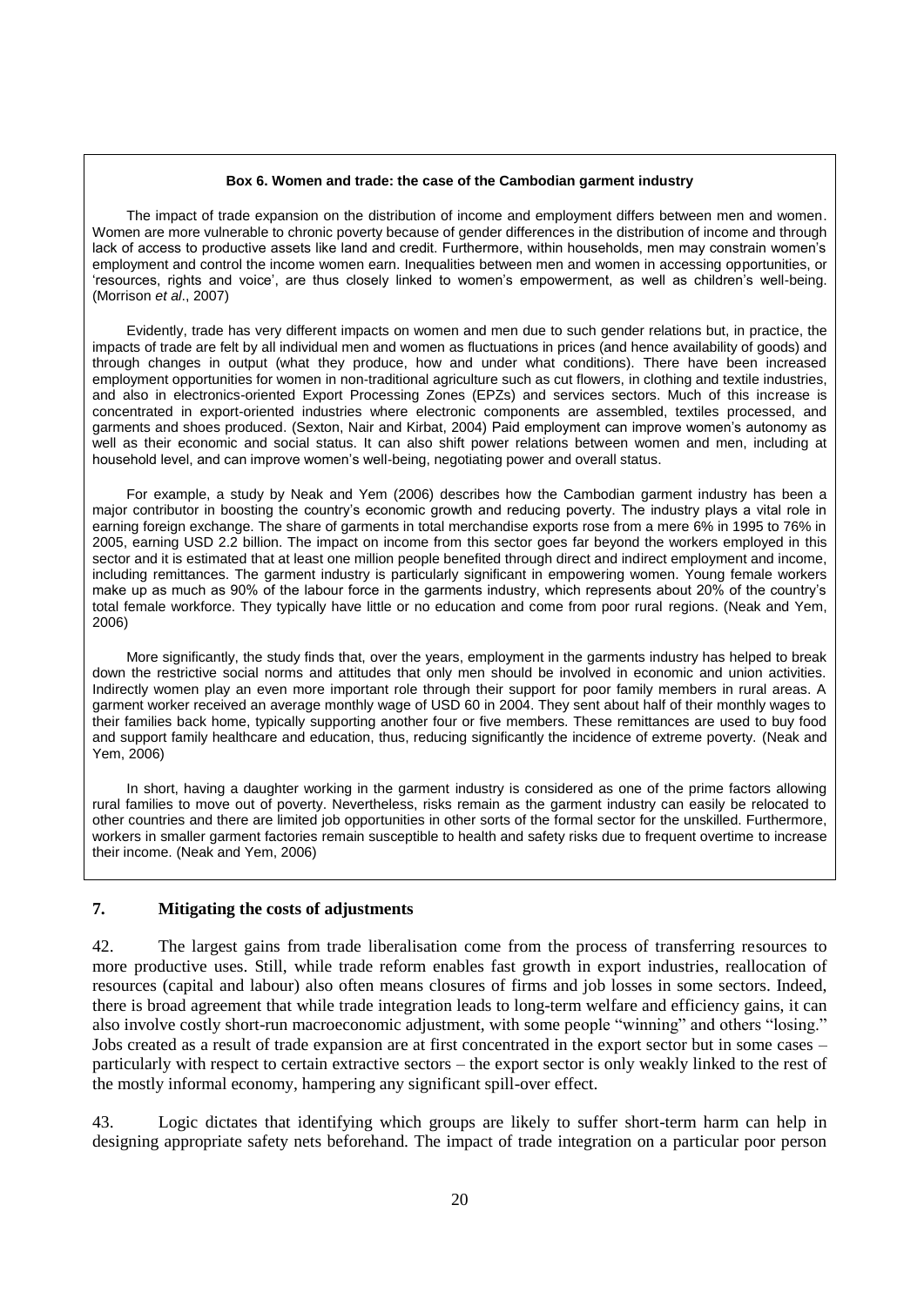**Box 6. Women and trade: the case of the Cambodian garment industry**

The impact of trade expansion on the distribution of income and employment differs between men and women. Women are more vulnerable to chronic poverty because of gender differences in the distribution of income and through lack of access to productive assets like land and credit. Furthermore, within households, men may constrain women's employment and control the income women earn. Inequalities between men and women in accessing opportunities, or 'resources, rights and voice', are thus closely linked to women's empowerment, as well as children's well-being. (Morrison *et al*., 2007)

Evidently, trade has very different impacts on women and men due to such gender relations but, in practice, the impacts of trade are felt by all individual men and women as fluctuations in prices (and hence availability of goods) and through changes in output (what they produce, how and under what conditions). There have been increased employment opportunities for women in non-traditional agriculture such as cut flowers, in clothing and textile industries, and also in electronics-oriented Export Processing Zones (EPZs) and services sectors. Much of this increase is concentrated in export-oriented industries where electronic components are assembled, textiles processed, and garments and shoes produced. (Sexton, Nair and Kirbat, 2004) Paid employment can improve women's autonomy as well as their economic and social status. It can also shift power relations between women and men, including at household level, and can improve women's well-being, negotiating power and overall status.

For example, a study by Neak and Yem (2006) describes how the Cambodian garment industry has been a major contributor in boosting the country's economic growth and reducing poverty. The industry plays a vital role in earning foreign exchange. The share of garments in total merchandise exports rose from a mere 6% in 1995 to 76% in 2005, earning USD 2.2 billion. The impact on income from this sector goes far beyond the workers employed in this sector and it is estimated that at least one million people benefited through direct and indirect employment and income, including remittances. The garment industry is particularly significant in empowering women. Young female workers make up as much as 90% of the labour force in the garments industry, which represents about 20% of the country's total female workforce. They typically have little or no education and come from poor rural regions. (Neak and Yem, 2006)

More significantly, the study finds that, over the years, employment in the garments industry has helped to break down the restrictive social norms and attitudes that only men should be involved in economic and union activities. Indirectly women play an even more important role through their support for poor family members in rural areas. A garment worker received an average monthly wage of USD 60 in 2004. They sent about half of their monthly wages to their families back home, typically supporting another four or five members. These remittances are used to buy food and support family healthcare and education, thus, reducing significantly the incidence of extreme poverty. (Neak and Yem, 2006)

In short, having a daughter working in the garment industry is considered as one of the prime factors allowing rural families to move out of poverty. Nevertheless, risks remain as the garment industry can easily be relocated to other countries and there are limited job opportunities in other sorts of the formal sector for the unskilled. Furthermore, workers in smaller garment factories remain susceptible to health and safety risks due to frequent overtime to increase their income. (Neak and Yem, 2006)

## 7. Mitigating the costs of adjustments

42. The largest gains from trade liberalisation come from the process of transferring resources to more productive uses. Still, while trade reform enables fast growth in export industries, reallocation of resources (capital and labour) also often means closures of firms and job losses in some sectors. Indeed, there is broad agreement that while trade integration leads to long-term welfare and efficiency gains, it can also involve costly short-run macroeconomic adjustment, with some people "winning" and others "losing." Jobs created as a result of trade expansion are at first concentrated in the export sector but in some cases – particularly with respect to certain extractive sectors – the export sector is only weakly linked to the rest of the mostly informal economy, hampering any significant spill-over effect.

43. Logic dictates that identifying which groups are likely to suffer short-term harm can help in designing appropriate safety nets beforehand. The impact of trade integration on a particular poor person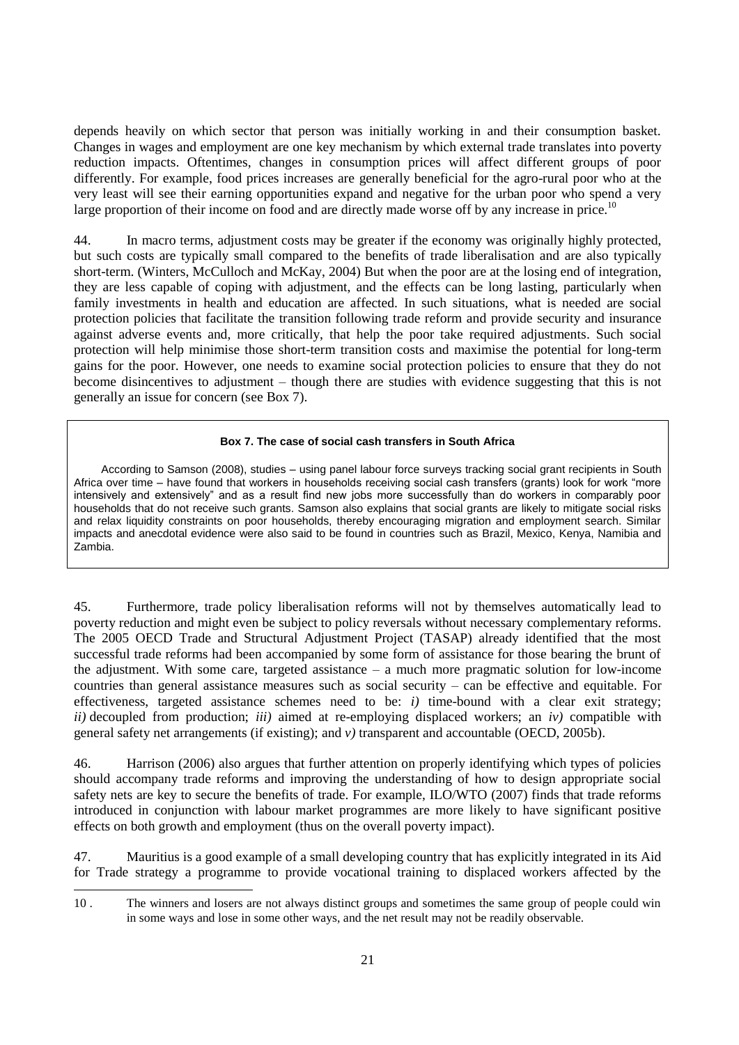depends heavily on which sector that person was initially working in and their consumption basket. Changes in wages and employment are one key mechanism by which external trade translates into poverty reduction impacts. Oftentimes, changes in consumption prices will affect different groups of poor differently. For example, food prices increases are generally beneficial for the agro-rural poor who at the very least will see their earning opportunities expand and negative for the urban poor who spend a very large proportion of their income on food and are directly made worse off by any increase in price.[10]

44. In macro terms, adjustment costs may be greater if the economy was originally highly protected, but such costs are typically small compared to the benefits of trade liberalisation and are also typically short-term. (Winters, McCulloch and McKay, 2004) But when the poor are at the losing end of integration, they are less capable of coping with adjustment, and the effects can be long lasting, particularly when family investments in health and education are affected. In such situations, what is needed are social protection policies that facilitate the transition following trade reform and provide security and insurance against adverse events and, more critically, that help the poor take required adjustments. Such social protection will help minimise those short-term transition costs and maximise the potential for long-term gains for the poor. However, one needs to examine social protection policies to ensure that they do not become disincentives to adjustment – though there are studies with evidence suggesting that this is not generally an issue for concern (see Box 7).

**Box 7. The case of social cash transfers in South Africa**

According to Samson (2008), studies – using panel labour force surveys tracking social grant recipients in South Africa over time – have found that workers in households receiving social cash transfers (grants) look for work "more intensively and extensively" and as a result find new jobs more successfully than do workers in comparably poor households that do not receive such grants. Samson also explains that social grants are likely to mitigate social risks and relax liquidity constraints on poor households, thereby encouraging migration and employment search. Similar impacts and anecdotal evidence were also said to be found in countries such as Brazil, Mexico, Kenya, Namibia and Zambia.

45. Furthermore, trade policy liberalisation reforms will not by themselves automatically lead to poverty reduction and might even be subject to policy reversals without necessary complementary reforms. The 2005 OECD Trade and Structural Adjustment Project (TASAP) already identified that the most successful trade reforms had been accompanied by some form of assistance for those bearing the brunt of the adjustment. With some care, targeted assistance – a much more pragmatic solution for low-income countries than general assistance measures such as social security – can be effective and equitable. For effectiveness, targeted assistance schemes need to be: *i)* time-bound with a clear exit strategy; *ii)* decoupled from production; *iii)* aimed at re-employing displaced workers; an *iv)* compatible with general safety net arrangements (if existing); and *v)* transparent and accountable (OECD, 2005b).

46. Harrison (2006) also argues that further attention on properly identifying which types of policies should accompany trade reforms and improving the understanding of how to design appropriate social safety nets are key to secure the benefits of trade. For example, ILO/WTO (2007) finds that trade reforms introduced in conjunction with labour market programmes are more likely to have significant positive effects on both growth and employment (thus on the overall poverty impact).

47. Mauritius is a good example of a small developing country that has explicitly integrated in its Aid for Trade strategy a programme to provide vocational training to displaced workers affected by the

10 . The winners and losers are not always distinct groups and sometimes the same group of people could win in some ways and lose in some other ways, and the net result may not be readily observable.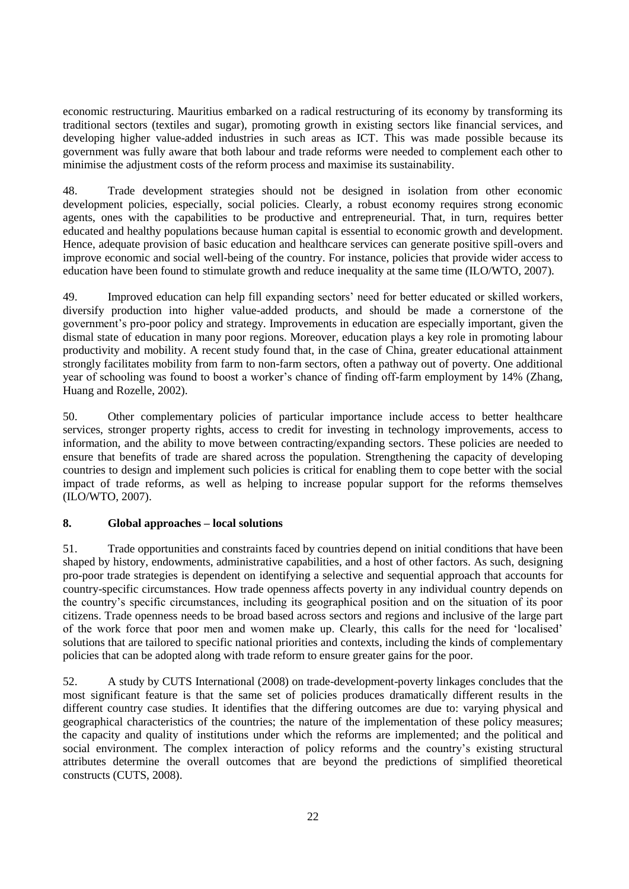economic restructuring. Mauritius embarked on a radical restructuring of its economy by transforming its traditional sectors (textiles and sugar), promoting growth in existing sectors like financial services, and developing higher value-added industries in such areas as ICT. This was made possible because its government was fully aware that both labour and trade reforms were needed to complement each other to minimise the adjustment costs of the reform process and maximise its sustainability.

48. Trade development strategies should not be designed in isolation from other economic development policies, especially, social policies. Clearly, a robust economy requires strong economic agents, ones with the capabilities to be productive and entrepreneurial. That, in turn, requires better educated and healthy populations because human capital is essential to economic growth and development. Hence, adequate provision of basic education and healthcare services can generate positive spill-overs and improve economic and social well-being of the country. For instance, policies that provide wider access to education have been found to stimulate growth and reduce inequality at the same time (ILO/WTO, 2007).

49. Improved education can help fill expanding sectors' need for better educated or skilled workers, diversify production into higher value-added products, and should be made a cornerstone of the government's pro-poor policy and strategy. Improvements in education are especially important, given the dismal state of education in many poor regions. Moreover, education plays a key role in promoting labour productivity and mobility. A recent study found that, in the case of China, greater educational attainment strongly facilitates mobility from farm to non-farm sectors, often a pathway out of poverty. One additional year of schooling was found to boost a worker's chance of finding off-farm employment by 14% (Zhang, Huang and Rozelle, 2002).

50. Other complementary policies of particular importance include access to better healthcare services, stronger property rights, access to credit for investing in technology improvements, access to information, and the ability to move between contracting/expanding sectors. These policies are needed to ensure that benefits of trade are shared across the population. Strengthening the capacity of developing countries to design and implement such policies is critical for enabling them to cope better with the social impact of trade reforms, as well as helping to increase popular support for the reforms themselves (ILO/WTO, 2007).

## 8. Global approaches – local solutions

51. Trade opportunities and constraints faced by countries depend on initial conditions that have been shaped by history, endowments, administrative capabilities, and a host of other factors. As such, designing pro-poor trade strategies is dependent on identifying a selective and sequential approach that accounts for country-specific circumstances. How trade openness affects poverty in any individual country depends on the country's specific circumstances, including its geographical position and on the situation of its poor citizens. Trade openness needs to be broad based across sectors and regions and inclusive of the large part of the work force that poor men and women make up. Clearly, this calls for the need for 'localised' solutions that are tailored to specific national priorities and contexts, including the kinds of complementary policies that can be adopted along with trade reform to ensure greater gains for the poor.

52. A study by CUTS International (2008) on trade-development-poverty linkages concludes that the most significant feature is that the same set of policies produces dramatically different results in the different country case studies. It identifies that the differing outcomes are due to: varying physical and geographical characteristics of the countries; the nature of the implementation of these policy measures; the capacity and quality of institutions under which the reforms are implemented; and the political and social environment. The complex interaction of policy reforms and the country's existing structural attributes determine the overall outcomes that are beyond the predictions of simplified theoretical constructs (CUTS, 2008).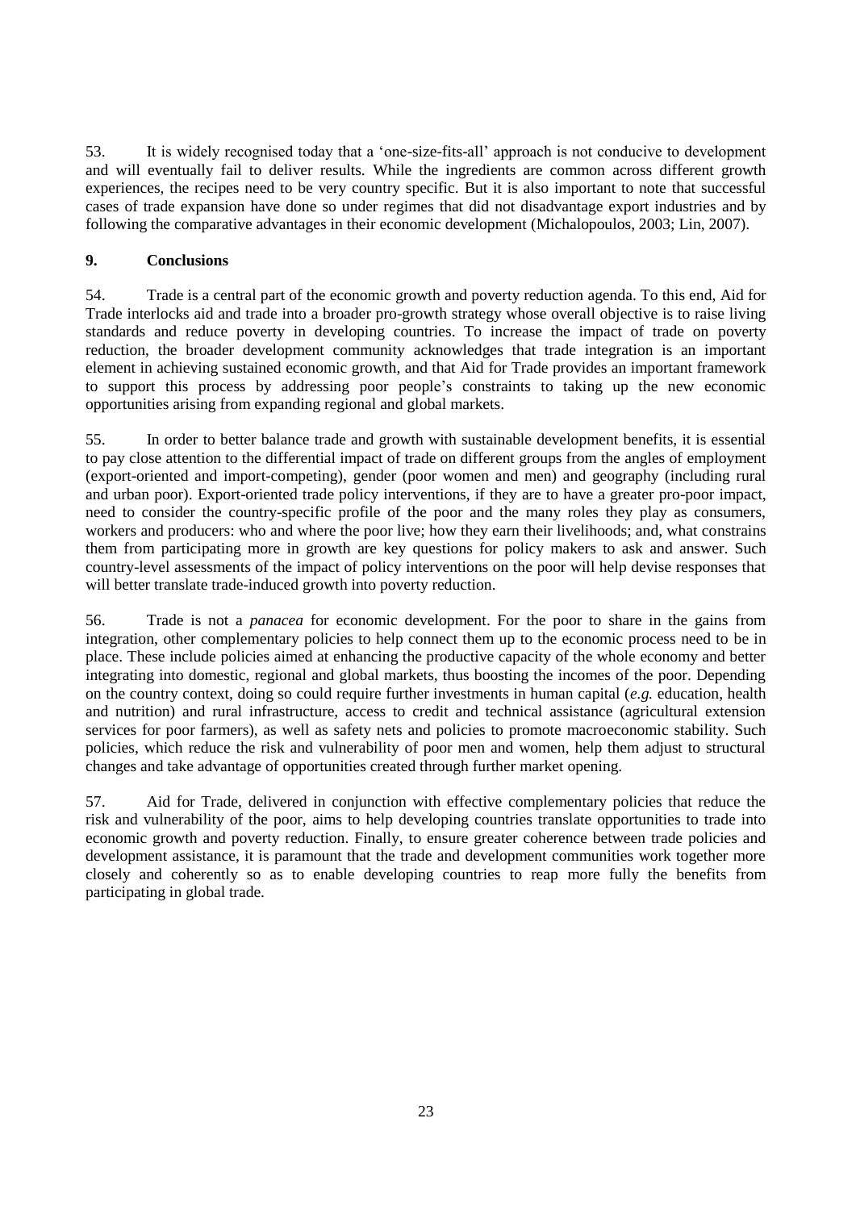53. It is widely recognised today that a 'one-size-fits-all' approach is not conducive to development and will eventually fail to deliver results. While the ingredients are common across different growth experiences, the recipes need to be very country specific. But it is also important to note that successful cases of trade expansion have done so under regimes that did not disadvantage export industries and by following the comparative advantages in their economic development (Michalopoulos, 2003; Lin, 2007).

## 9. Conclusions

54. Trade is a central part of the economic growth and poverty reduction agenda. To this end, Aid for Trade interlocks aid and trade into a broader pro-growth strategy whose overall objective is to raise living standards and reduce poverty in developing countries. To increase the impact of trade on poverty reduction, the broader development community acknowledges that trade integration is an important element in achieving sustained economic growth, and that Aid for Trade provides an important framework to support this process by addressing poor people's constraints to taking up the new economic opportunities arising from expanding regional and global markets.

55. In order to better balance trade and growth with sustainable development benefits, it is essential to pay close attention to the differential impact of trade on different groups from the angles of employment (export-oriented and import-competing), gender (poor women and men) and geography (including rural and urban poor). Export-oriented trade policy interventions, if they are to have a greater pro-poor impact, need to consider the country-specific profile of the poor and the many roles they play as consumers, workers and producers: who and where the poor live; how they earn their livelihoods; and, what constrains them from participating more in growth are key questions for policy makers to ask and answer. Such country-level assessments of the impact of policy interventions on the poor will help devise responses that will better translate trade-induced growth into poverty reduction.

56. Trade is not a *panacea* for economic development. For the poor to share in the gains from integration, other complementary policies to help connect them up to the economic process need to be in place. These include policies aimed at enhancing the productive capacity of the whole economy and better integrating into domestic, regional and global markets, thus boosting the incomes of the poor. Depending on the country context, doing so could require further investments in human capital (*e.g.* education, health and nutrition) and rural infrastructure, access to credit and technical assistance (agricultural extension services for poor farmers), as well as safety nets and policies to promote macroeconomic stability. Such policies, which reduce the risk and vulnerability of poor men and women, help them adjust to structural changes and take advantage of opportunities created through further market opening.

57. Aid for Trade, delivered in conjunction with effective complementary policies that reduce the risk and vulnerability of the poor, aims to help developing countries translate opportunities to trade into economic growth and poverty reduction. Finally, to ensure greater coherence between trade policies and development assistance, it is paramount that the trade and development communities work together more closely and coherently so as to enable developing countries to reap more fully the benefits from participating in global trade.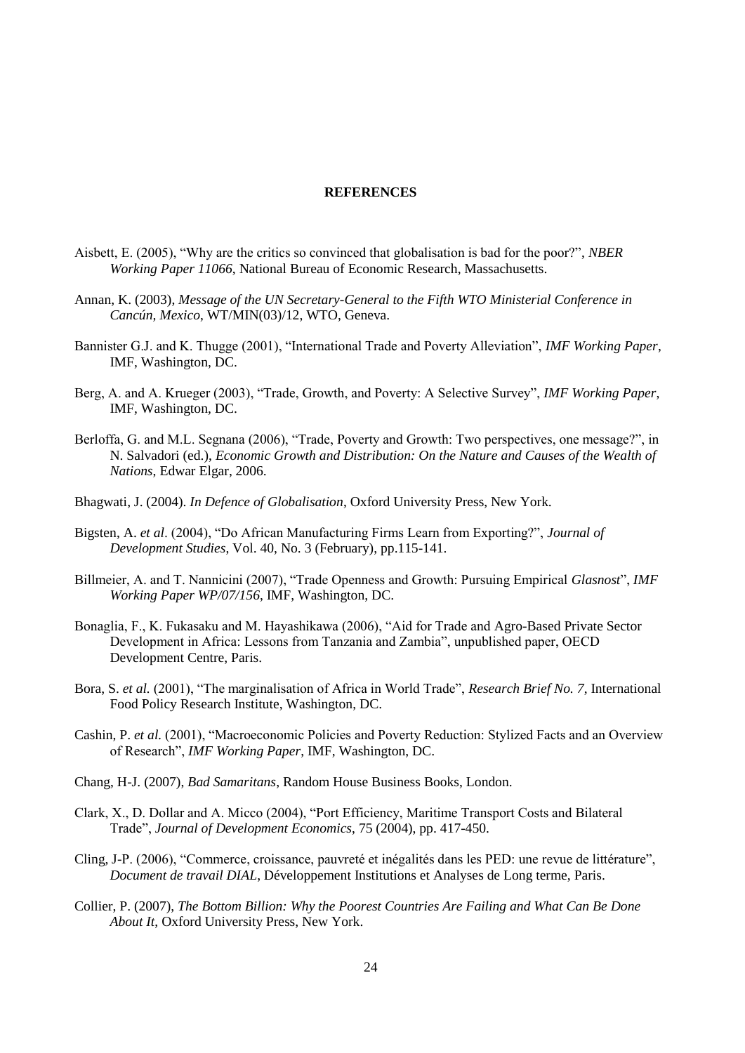## REFERENCES

Aisbett, E. (2005), "Why are the critics so convinced that globalisation is bad for the poor?", *NBER Working Paper 11066*, National Bureau of Economic Research, Massachusetts.

Annan, K. (2003), *Message of the UN Secretary-General to the Fifth WTO Ministerial Conference in Cancún, Mexico*, WT/MIN(03)/12, WTO, Geneva.

Bannister G.J. and K. Thugge (2001), "International Trade and Poverty Alleviation", *IMF Working Paper*, IMF, Washington, DC.

Berg, A. and A. Krueger (2003), "Trade, Growth, and Poverty: A Selective Survey", *IMF Working Paper*, IMF, Washington, DC.

Berloffa, G. and M.L. Segnana (2006), "Trade, Poverty and Growth: Two perspectives, one message?", in N. Salvadori (ed.), *Economic Growth and Distribution: On the Nature and Causes of the Wealth of Nations*, Edwar Elgar, 2006.

Bhagwati, J. (2004). *In Defence of Globalisation*, Oxford University Press, New York.

Bigsten, A. *et al*. (2004), "Do African Manufacturing Firms Learn from Exporting?", *Journal of Development Studies*, Vol. 40, No. 3 (February), pp.115-141.

Billmeier, A. and T. Nannicini (2007), "Trade Openness and Growth: Pursuing Empirical *Glasnost*", *IMF Working Paper WP/07/156*, IMF, Washington, DC.

Bonaglia, F., K. Fukasaku and M. Hayashikawa (2006), "Aid for Trade and Agro-Based Private Sector Development in Africa: Lessons from Tanzania and Zambia", unpublished paper, OECD Development Centre, Paris.

Bora, S. *et al.* (2001), "The marginalisation of Africa in World Trade", *Research Brief No. 7*, International Food Policy Research Institute, Washington, DC.

Cashin, P. *et al.* (2001), "Macroeconomic Policies and Poverty Reduction: Stylized Facts and an Overview of Research", *IMF Working Paper*, IMF, Washington, DC.

Chang, H-J. (2007), *Bad Samaritans*, Random House Business Books, London.

Clark, X., D. Dollar and A. Micco (2004), "Port Efficiency, Maritime Transport Costs and Bilateral Trade", *Journal of Development Economics*, 75 (2004), pp. 417-450.

Cling, J-P. (2006), "Commerce, croissance, pauvreté et inégalités dans les PED: une revue de littérature", *Document de travail DIAL*, Développement Institutions et Analyses de Long terme, Paris.

Collier, P. (2007), *The Bottom Billion: Why the Poorest Countries Are Failing and What Can Be Done About It*, Oxford University Press, New York.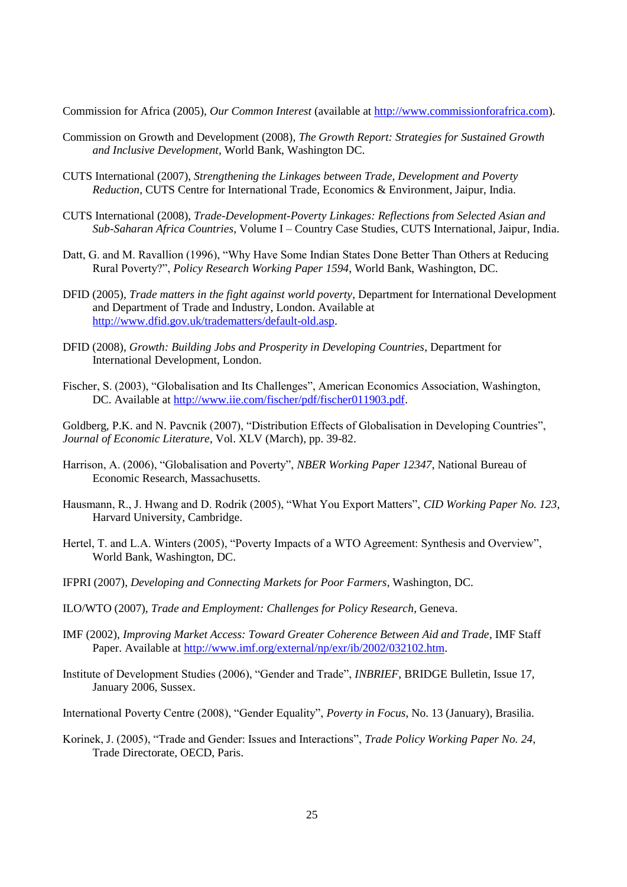Commission for Africa (2005), *Our Common Interest* (available at http://www.commissionforafrica.com).

Commission on Growth and Development (2008), *The Growth Report: Strategies for Sustained Growth and Inclusive Development*, World Bank, Washington DC.

CUTS International (2007), *Strengthening the Linkages between Trade, Development and Poverty Reduction*, CUTS Centre for International Trade, Economics & Environment, Jaipur, India.

CUTS International (2008), *Trade-Development-Poverty Linkages: Reflections from Selected Asian and Sub-Saharan Africa Countries*, Volume I – Country Case Studies, CUTS International, Jaipur, India.

Datt, G. and M. Ravallion (1996), "Why Have Some Indian States Done Better Than Others at Reducing Rural Poverty?", *Policy Research Working Paper 1594*, World Bank, Washington, DC.

DFID (2005), *Trade matters in the fight against world poverty*, Department for International Development and Department of Trade and Industry, London. Available at http://www.dfid.gov.uk/tradematters/default-old.asp.

DFID (2008), *Growth: Building Jobs and Prosperity in Developing Countries*, Department for International Development, London.

Fischer, S. (2003), "Globalisation and Its Challenges", American Economics Association, Washington, DC. Available at http://www.iie.com/fischer/pdf/fischer011903.pdf.

Goldberg, P.K. and N. Pavcnik (2007), "Distribution Effects of Globalisation in Developing Countries", *Journal of Economic Literature*, Vol. XLV (March), pp. 39-82.

Harrison, A. (2006), "Globalisation and Poverty", *NBER Working Paper 12347*, National Bureau of Economic Research, Massachusetts.

Hausmann, R., J. Hwang and D. Rodrik (2005), "What You Export Matters", *CID Working Paper No. 123*, Harvard University, Cambridge.

Hertel, T. and L.A. Winters (2005), "Poverty Impacts of a WTO Agreement: Synthesis and Overview", World Bank, Washington, DC.

IFPRI (2007), *Developing and Connecting Markets for Poor Farmers*, Washington, DC.

ILO/WTO (2007), *Trade and Employment: Challenges for Policy Research*, Geneva.

IMF (2002), *Improving Market Access: Toward Greater Coherence Between Aid and Trade*, IMF Staff Paper. Available at http://www.imf.org/external/np/exr/ib/2002/032102.htm.

Institute of Development Studies (2006), "Gender and Trade", *INBRIEF*, BRIDGE Bulletin, Issue 17, January 2006, Sussex.

International Poverty Centre (2008), "Gender Equality", *Poverty in Focus*, No. 13 (January), Brasilia.

Korinek, J. (2005), "Trade and Gender: Issues and Interactions", *Trade Policy Working Paper No. 24*, Trade Directorate, OECD, Paris.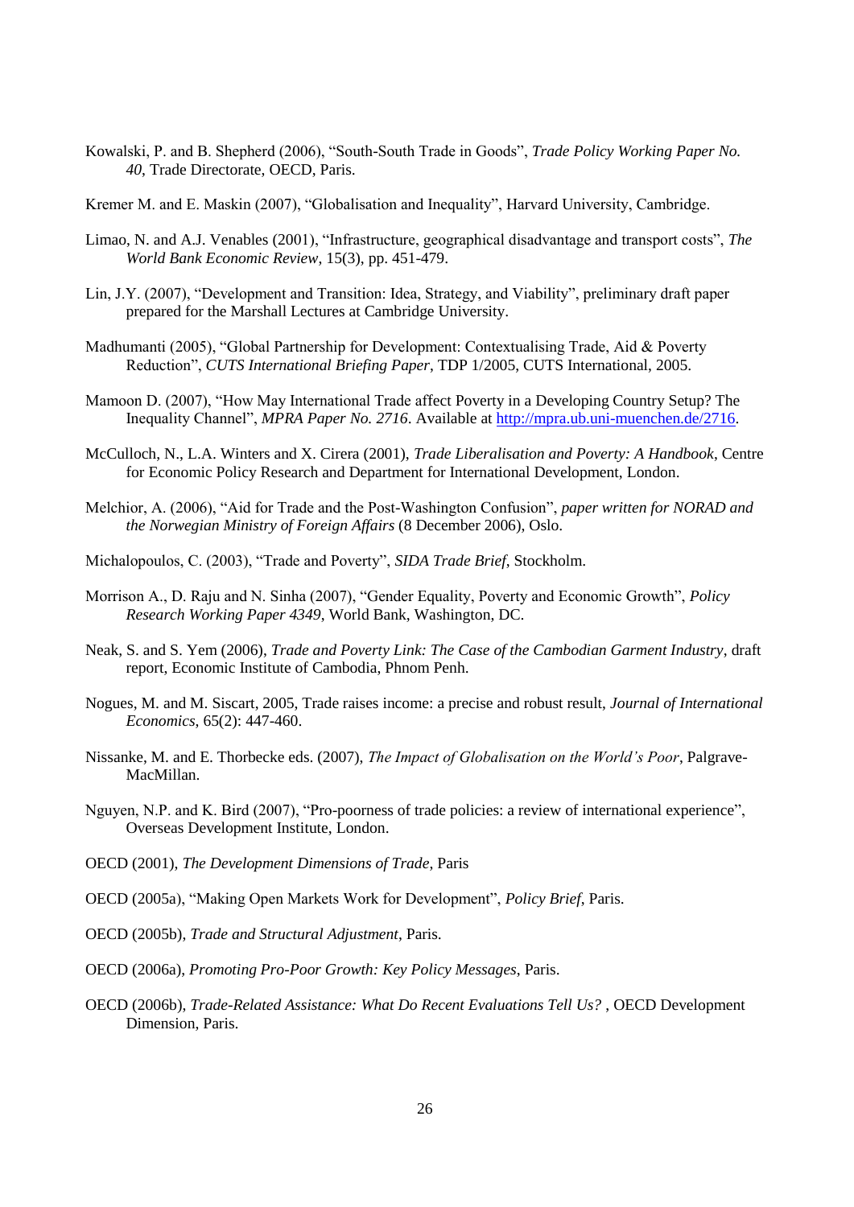Kowalski, P. and B. Shepherd (2006), "South-South Trade in Goods", *Trade Policy Working Paper No. 40*, Trade Directorate, OECD, Paris.

Kremer M. and E. Maskin (2007), "Globalisation and Inequality", Harvard University, Cambridge.

Limao, N. and A.J. Venables (2001), "Infrastructure, geographical disadvantage and transport costs", *The World Bank Economic Review*, 15(3), pp. 451-479.

Lin, J.Y. (2007), "Development and Transition: Idea, Strategy, and Viability", preliminary draft paper prepared for the Marshall Lectures at Cambridge University.

Madhumanti (2005), "Global Partnership for Development: Contextualising Trade, Aid & Poverty Reduction", *CUTS International Briefing Paper*, TDP 1/2005, CUTS International, 2005.

Mamoon D. (2007), "How May International Trade affect Poverty in a Developing Country Setup? The Inequality Channel", *MPRA Paper No. 2716*. Available at http://mpra.ub.uni-muenchen.de/2716.

McCulloch, N., L.A. Winters and X. Cirera (2001), *Trade Liberalisation and Poverty: A Handbook*, Centre for Economic Policy Research and Department for International Development, London.

Melchior, A. (2006), "Aid for Trade and the Post-Washington Confusion", *paper written for NORAD and the Norwegian Ministry of Foreign Affairs* (8 December 2006), Oslo.

Michalopoulos, C. (2003), "Trade and Poverty", *SIDA Trade Brief*, Stockholm.

Morrison A., D. Raju and N. Sinha (2007), "Gender Equality, Poverty and Economic Growth", *Policy Research Working Paper 4349*, World Bank, Washington, DC.

Neak, S. and S. Yem (2006), *Trade and Poverty Link: The Case of the Cambodian Garment Industry*, draft report, Economic Institute of Cambodia, Phnom Penh.

Nogues, M. and M. Siscart, 2005, Trade raises income: a precise and robust result, *Journal of International Economics*, 65(2): 447-460.

Nissanke, M. and E. Thorbecke eds. (2007), *The Impact of Globalisation on the World's Poor*, Palgrave-MacMillan.

Nguyen, N.P. and K. Bird (2007), "Pro-poorness of trade policies: a review of international experience", Overseas Development Institute, London.

OECD (2001), *The Development Dimensions of Trade*, Paris

OECD (2005a), "Making Open Markets Work for Development", *Policy Brief*, Paris.

OECD (2005b), *Trade and Structural Adjustment*, Paris.

OECD (2006a), *Promoting Pro-Poor Growth: Key Policy Messages*, Paris.

OECD (2006b), *Trade-Related Assistance: What Do Recent Evaluations Tell Us?* , OECD Development Dimension, Paris.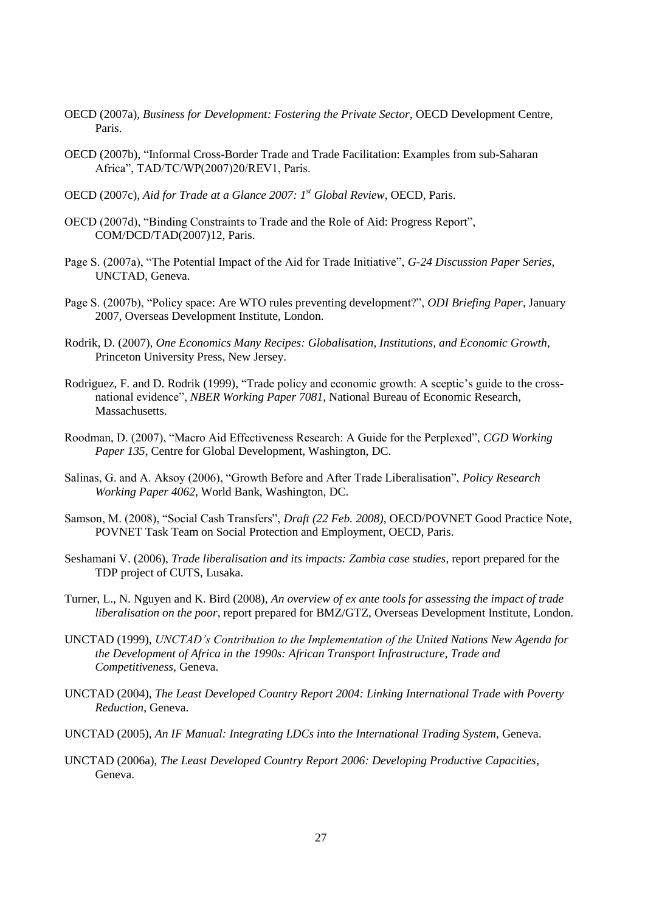OECD (2007a), *Business for Development: Fostering the Private Sector*, OECD Development Centre, Paris.

OECD (2007b), "Informal Cross-Border Trade and Trade Facilitation: Examples from sub-Saharan Africa", TAD/TC/WP(2007)20/REV1, Paris.

OECD (2007c), *Aid for Trade at a Glance 2007: 1st Global Review*, OECD, Paris.

OECD (2007d), "Binding Constraints to Trade and the Role of Aid: Progress Report", COM/DCD/TAD(2007)12, Paris.

Page S. (2007a), "The Potential Impact of the Aid for Trade Initiative", *G-24 Discussion Paper Series*, UNCTAD, Geneva.

Page S. (2007b), "Policy space: Are WTO rules preventing development?", *ODI Briefing Paper*, January 2007, Overseas Development Institute, London.

Rodrik, D. (2007), *One Economics Many Recipes: Globalisation, Institutions, and Economic Growth*, Princeton University Press, New Jersey.

Rodriguez, F. and D. Rodrik (1999), "Trade policy and economic growth: A sceptic's guide to the cross-national evidence", *NBER Working Paper 7081*, National Bureau of Economic Research, Massachusetts.

Roodman, D. (2007), "Macro Aid Effectiveness Research: A Guide for the Perplexed", *CGD Working Paper 135*, Centre for Global Development, Washington, DC.

Salinas, G. and A. Aksoy (2006), "Growth Before and After Trade Liberalisation", *Policy Research Working Paper 4062*, World Bank, Washington, DC.

Samson, M. (2008), "Social Cash Transfers", *Draft (22 Feb. 2008)*, OECD/POVNET Good Practice Note, POVNET Task Team on Social Protection and Employment, OECD, Paris.

Seshamani V. (2006), *Trade liberalisation and its impacts: Zambia case studies*, report prepared for the TDP project of CUTS, Lusaka.

Turner, L., N. Nguyen and K. Bird (2008), *An overview of ex ante tools for assessing the impact of trade liberalisation on the poor*, report prepared for BMZ/GTZ, Overseas Development Institute, London.

UNCTAD (1999), *UNCTAD's Contribution to the Implementation of the United Nations New Agenda for the Development of Africa in the 1990s: African Transport Infrastructure, Trade and Competitiveness*, Geneva.

UNCTAD (2004), *The Least Developed Country Report 2004: Linking International Trade with Poverty Reduction*, Geneva.

UNCTAD (2005), *An IF Manual: Integrating LDCs into the International Trading System*, Geneva.

UNCTAD (2006a), *The Least Developed Country Report 2006: Developing Productive Capacities*, Geneva.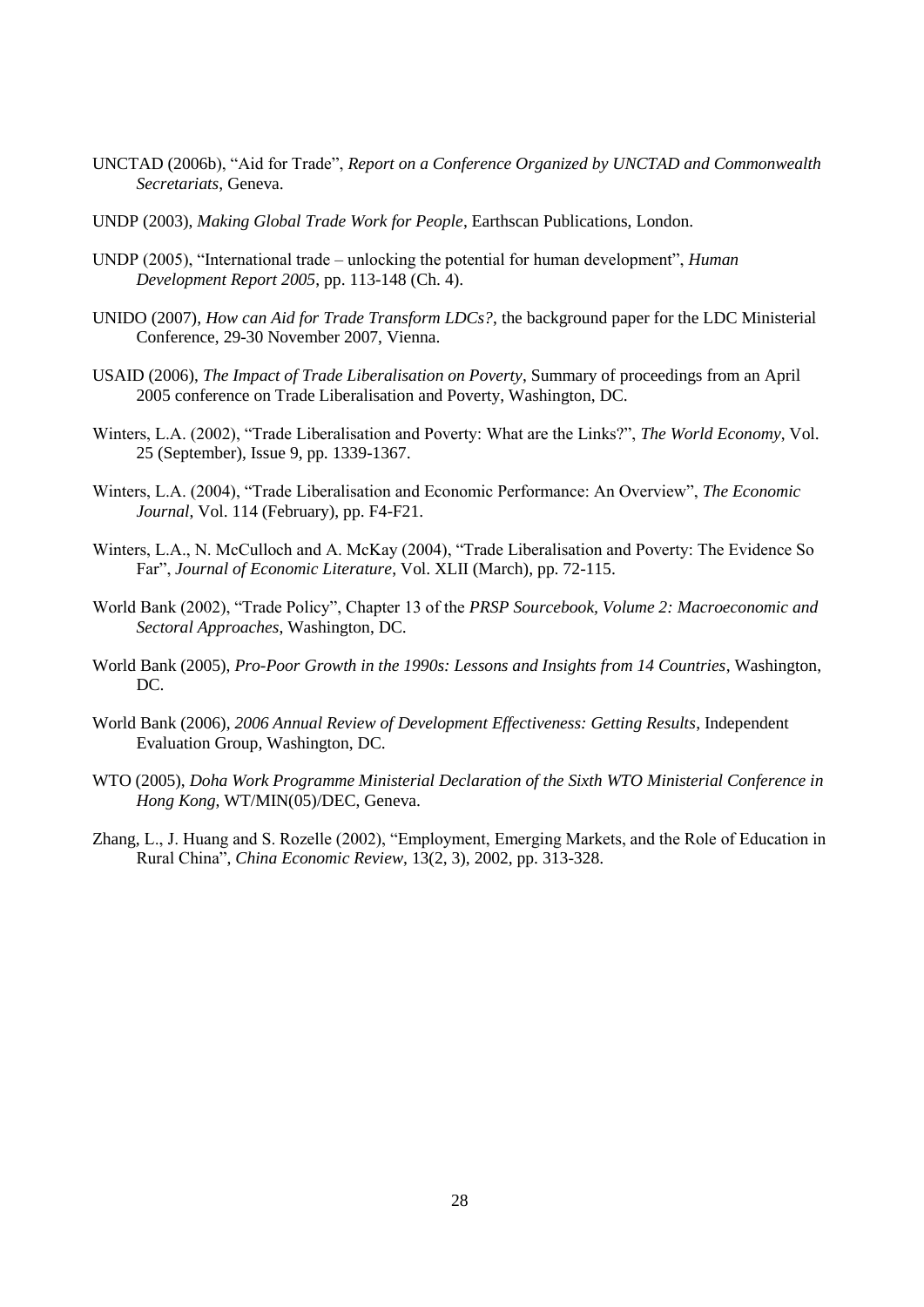UNCTAD (2006b), "Aid for Trade", *Report on a Conference Organized by UNCTAD and Commonwealth Secretariats*, Geneva.

UNDP (2003), *Making Global Trade Work for People*, Earthscan Publications, London.

UNDP (2005), "International trade – unlocking the potential for human development", *Human Development Report 2005*, pp. 113-148 (Ch. 4).

UNIDO (2007), *How can Aid for Trade Transform LDCs?*, the background paper for the LDC Ministerial Conference, 29-30 November 2007, Vienna.

USAID (2006), *The Impact of Trade Liberalisation on Poverty*, Summary of proceedings from an April 2005 conference on Trade Liberalisation and Poverty, Washington, DC.

Winters, L.A. (2002), "Trade Liberalisation and Poverty: What are the Links?", *The World Economy*, Vol. 25 (September), Issue 9, pp. 1339-1367.

Winters, L.A. (2004), "Trade Liberalisation and Economic Performance: An Overview", *The Economic Journal*, Vol. 114 (February), pp. F4-F21.

Winters, L.A., N. McCulloch and A. McKay (2004), "Trade Liberalisation and Poverty: The Evidence So Far", *Journal of Economic Literature*, Vol. XLII (March), pp. 72-115.

World Bank (2002), "Trade Policy", Chapter 13 of the *PRSP Sourcebook, Volume 2: Macroeconomic and Sectoral Approaches*, Washington, DC.

World Bank (2005), *Pro-Poor Growth in the 1990s: Lessons and Insights from 14 Countries*, Washington, DC.

World Bank (2006), *2006 Annual Review of Development Effectiveness: Getting Results*, Independent Evaluation Group, Washington, DC.

WTO (2005), *Doha Work Programme Ministerial Declaration of the Sixth WTO Ministerial Conference in Hong Kong*, WT/MIN(05)/DEC, Geneva.

Zhang, L., J. Huang and S. Rozelle (2002), "Employment, Emerging Markets, and the Role of Education in Rural China", *China Economic Review*, 13(2, 3), 2002, pp. 313-328.